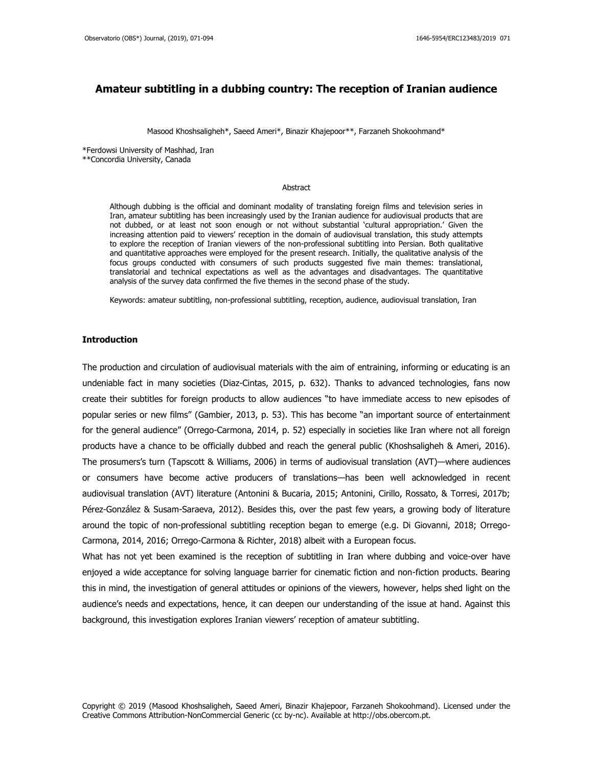# Amateur subtitling in a dubbing country: The reception of Iranian audience

Masood Khoshsaligheh*, Saeed Ameri*, Binazir Khajepoor**, Farzaneh Shokoohmand*

*Ferdowsi University of Mashhad, Iran
**Concordia University, Canada

## Abstract

Although dubbing is the official and dominant modality of translating foreign films and television series in Iran, amateur subtitling has been increasingly used by the Iranian audience for audiovisual products that are not dubbed, or at least not soon enough or not without substantial 'cultural appropriation.' Given the increasing attention paid to viewers' reception in the domain of audiovisual translation, this study attempts to explore the reception of Iranian viewers of the non-professional subtitling into Persian. Both qualitative and quantitative approaches were employed for the present research. Initially, the qualitative analysis of the focus groups conducted with consumers of such products suggested five main themes: translational, translatorial and technical expectations as well as the advantages and disadvantages. The quantitative analysis of the survey data confirmed the five themes in the second phase of the study.

Keywords: amateur subtitling, non-professional subtitling, reception, audience, audiovisual translation, Iran

## Introduction

The production and circulation of audiovisual materials with the aim of entraining, informing or educating is an undeniable fact in many societies (Diaz-Cintas, 2015, p. 632). Thanks to advanced technologies, fans now create their subtitles for foreign products to allow audiences "to have immediate access to new episodes of popular series or new films" (Gambier, 2013, p. 53). This has become "an important source of entertainment for the general audience" (Orrego-Carmona, 2014, p. 52) especially in societies like Iran where not all foreign products have a chance to be officially dubbed and reach the general public (Khoshsaligheh & Ameri, 2016). The prosumers's turn (Tapscott & Williams, 2006) in terms of audiovisual translation (AVT)—where audiences or consumers have become active producers of translations—has been well acknowledged in recent audiovisual translation (AVT) literature (Antonini & Bucaria, 2015; Antonini, Cirillo, Rossato, & Torresi, 2017b; Pérez-González & Susam-Saraeva, 2012). Besides this, over the past few years, a growing body of literature around the topic of non-professional subtitling reception began to emerge (e.g. Di Giovanni, 2018; Orrego-Carmona, 2014, 2016; Orrego-Carmona & Richter, 2018) albeit with a European focus.

What has not yet been examined is the reception of subtitling in Iran where dubbing and voice-over have enjoyed a wide acceptance for solving language barrier for cinematic fiction and non-fiction products. Bearing this in mind, the investigation of general attitudes or opinions of the viewers, however, helps shed light on the audience's needs and expectations, hence, it can deepen our understanding of the issue at hand. Against this background, this investigation explores Iranian viewers' reception of amateur subtitling.

Copyright © 2019 (Masood Khoshsaligheh, Saeed Ameri, Binazir Khajepoor, Farzaneh Shokoohmand). Licensed under the Creative Commons Attribution-NonCommercial Generic (cc by-nc). Available at http://obs.obercom.pt.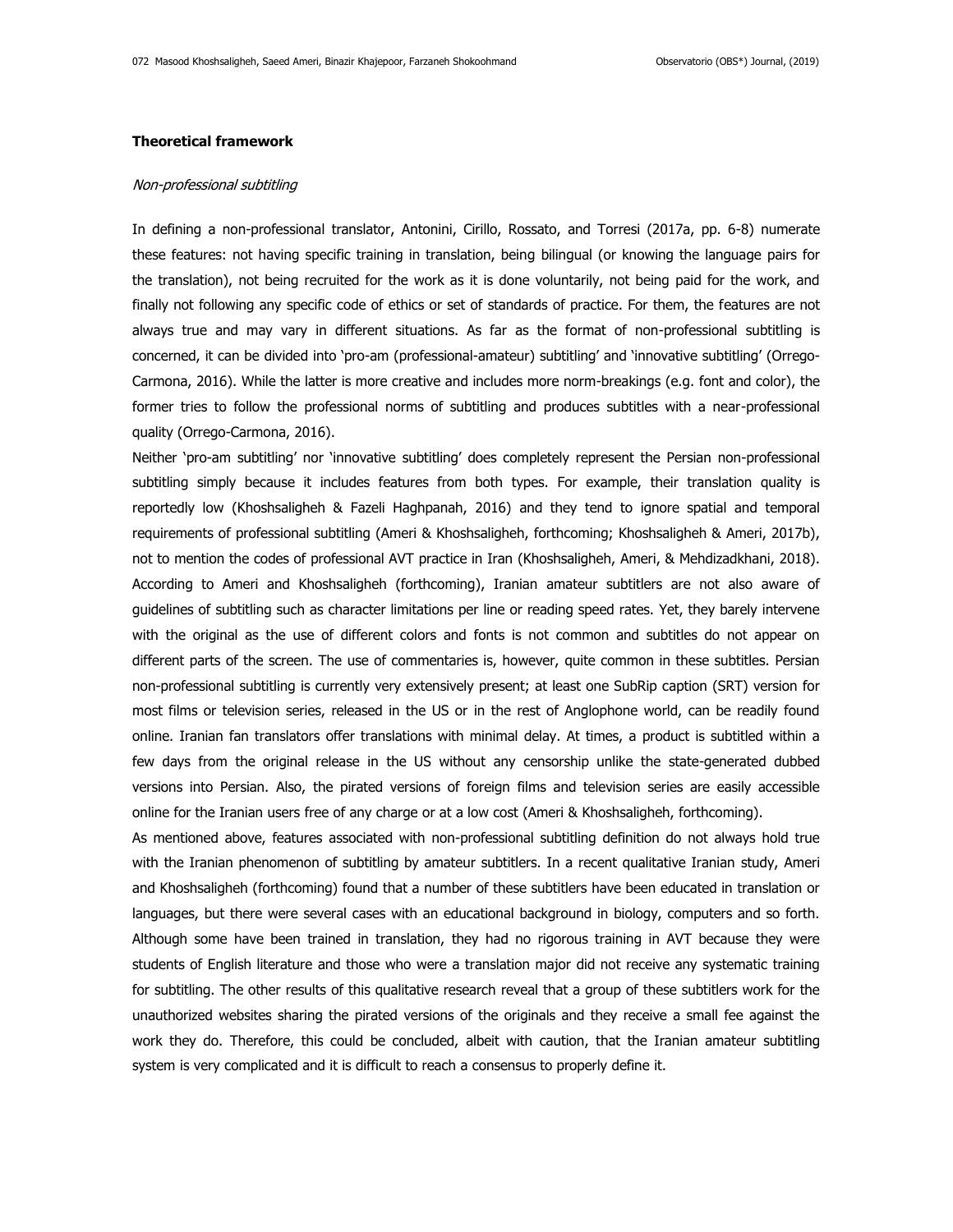### Theoretical framework

*Non-professional subtitling*

In defining a non-professional translator, Antonini, Cirillo, Rossato, and Torresi (2017a, pp. 6-8) numerate these features: not having specific training in translation, being bilingual (or knowing the language pairs for the translation), not being recruited for the work as it is done voluntarily, not being paid for the work, and finally not following any specific code of ethics or set of standards of practice. For them, the features are not always true and may vary in different situations. As far as the format of non-professional subtitling is concerned, it can be divided into 'pro-am (professional-amateur) subtitling' and 'innovative subtitling' (Orrego-Carmona, 2016). While the latter is more creative and includes more norm-breakings (e.g. font and color), the former tries to follow the professional norms of subtitling and produces subtitles with a near-professional quality (Orrego-Carmona, 2016).

Neither 'pro-am subtitling' nor 'innovative subtitling' does completely represent the Persian non-professional subtitling simply because it includes features from both types. For example, their translation quality is reportedly low (Khoshsaligheh & Fazeli Haghpanah, 2016) and they tend to ignore spatial and temporal requirements of professional subtitling (Ameri & Khoshsaligheh, forthcoming; Khoshsaligheh & Ameri, 2017b), not to mention the codes of professional AVT practice in Iran (Khoshsaligheh, Ameri, & Mehdizadkhani, 2018). According to Ameri and Khoshsaligheh (forthcoming), Iranian amateur subtitlers are not also aware of guidelines of subtitling such as character limitations per line or reading speed rates. Yet, they barely intervene with the original as the use of different colors and fonts is not common and subtitles do not appear on different parts of the screen. The use of commentaries is, however, quite common in these subtitles. Persian non-professional subtitling is currently very extensively present; at least one SubRip caption (SRT) version for most films or television series, released in the US or in the rest of Anglophone world, can be readily found online. Iranian fan translators offer translations with minimal delay. At times, a product is subtitled within a few days from the original release in the US without any censorship unlike the state-generated dubbed versions into Persian. Also, the pirated versions of foreign films and television series are easily accessible online for the Iranian users free of any charge or at a low cost (Ameri & Khoshsaligheh, forthcoming).

As mentioned above, features associated with non-professional subtitling definition do not always hold true with the Iranian phenomenon of subtitling by amateur subtitlers. In a recent qualitative Iranian study, Ameri and Khoshsaligheh (forthcoming) found that a number of these subtitlers have been educated in translation or languages, but there were several cases with an educational background in biology, computers and so forth. Although some have been trained in translation, they had no rigorous training in AVT because they were students of English literature and those who were a translation major did not receive any systematic training for subtitling. The other results of this qualitative research reveal that a group of these subtitlers work for the unauthorized websites sharing the pirated versions of the originals and they receive a small fee against the work they do. Therefore, this could be concluded, albeit with caution, that the Iranian amateur subtitling system is very complicated and it is difficult to reach a consensus to properly define it.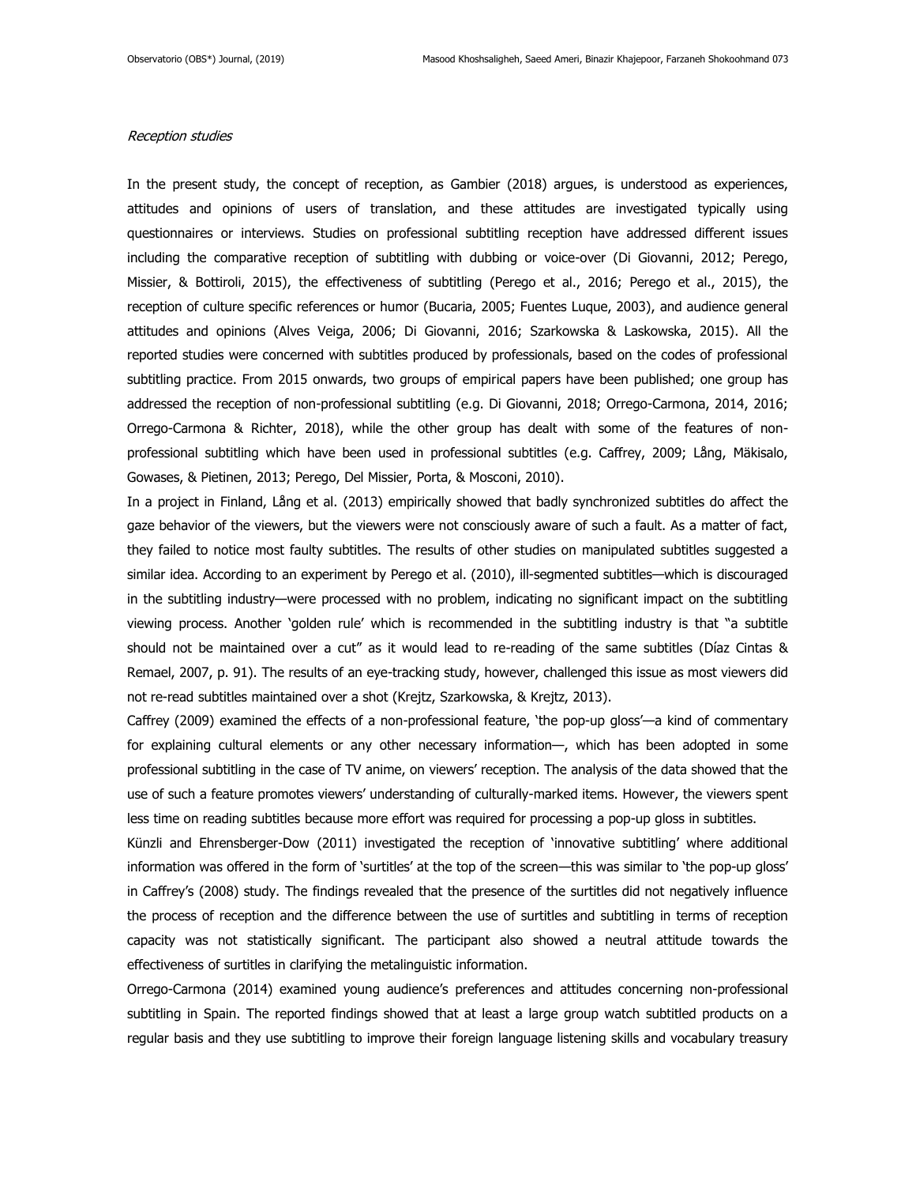*Reception studies*

In the present study, the concept of reception, as Gambier (2018) argues, is understood as experiences, attitudes and opinions of users of translation, and these attitudes are investigated typically using questionnaires or interviews. Studies on professional subtitling reception have addressed different issues including the comparative reception of subtitling with dubbing or voice-over (Di Giovanni, 2012; Perego, Missier, & Bottiroli, 2015), the effectiveness of subtitling (Perego et al., 2016; Perego et al., 2015), the reception of culture specific references or humor (Bucaria, 2005; Fuentes Luque, 2003), and audience general attitudes and opinions (Alves Veiga, 2006; Di Giovanni, 2016; Szarkowska & Laskowska, 2015). All the reported studies were concerned with subtitles produced by professionals, based on the codes of professional subtitling practice. From 2015 onwards, two groups of empirical papers have been published; one group has addressed the reception of non-professional subtitling (e.g. Di Giovanni, 2018; Orrego-Carmona, 2014, 2016; Orrego-Carmona & Richter, 2018), while the other group has dealt with some of the features of non-professional subtitling which have been used in professional subtitles (e.g. Caffrey, 2009; Lång, Mäkisalo, Gowases, & Pietinen, 2013; Perego, Del Missier, Porta, & Mosconi, 2010).

In a project in Finland, Lång et al. (2013) empirically showed that badly synchronized subtitles do affect the gaze behavior of the viewers, but the viewers were not consciously aware of such a fault. As a matter of fact, they failed to notice most faulty subtitles. The results of other studies on manipulated subtitles suggested a similar idea. According to an experiment by Perego et al. (2010), ill-segmented subtitles—which is discouraged in the subtitling industry—were processed with no problem, indicating no significant impact on the subtitling viewing process. Another 'golden rule' which is recommended in the subtitling industry is that "a subtitle should not be maintained over a cut" as it would lead to re-reading of the same subtitles (Díaz Cintas & Remael, 2007, p. 91). The results of an eye-tracking study, however, challenged this issue as most viewers did not re-read subtitles maintained over a shot (Krejtz, Szarkowska, & Krejtz, 2013).

Caffrey (2009) examined the effects of a non-professional feature, 'the pop-up gloss'—a kind of commentary for explaining cultural elements or any other necessary information—, which has been adopted in some professional subtitling in the case of TV anime, on viewers' reception. The analysis of the data showed that the use of such a feature promotes viewers' understanding of culturally-marked items. However, the viewers spent less time on reading subtitles because more effort was required for processing a pop-up gloss in subtitles.

Künzli and Ehrensberger-Dow (2011) investigated the reception of 'innovative subtitling' where additional information was offered in the form of 'surtitles' at the top of the screen—this was similar to 'the pop-up gloss' in Caffrey's (2008) study. The findings revealed that the presence of the surtitles did not negatively influence the process of reception and the difference between the use of surtitles and subtitling in terms of reception capacity was not statistically significant. The participant also showed a neutral attitude towards the effectiveness of surtitles in clarifying the metalinguistic information.

Orrego-Carmona (2014) examined young audience's preferences and attitudes concerning non-professional subtitling in Spain. The reported findings showed that at least a large group watch subtitled products on a regular basis and they use subtitling to improve their foreign language listening skills and vocabulary treasury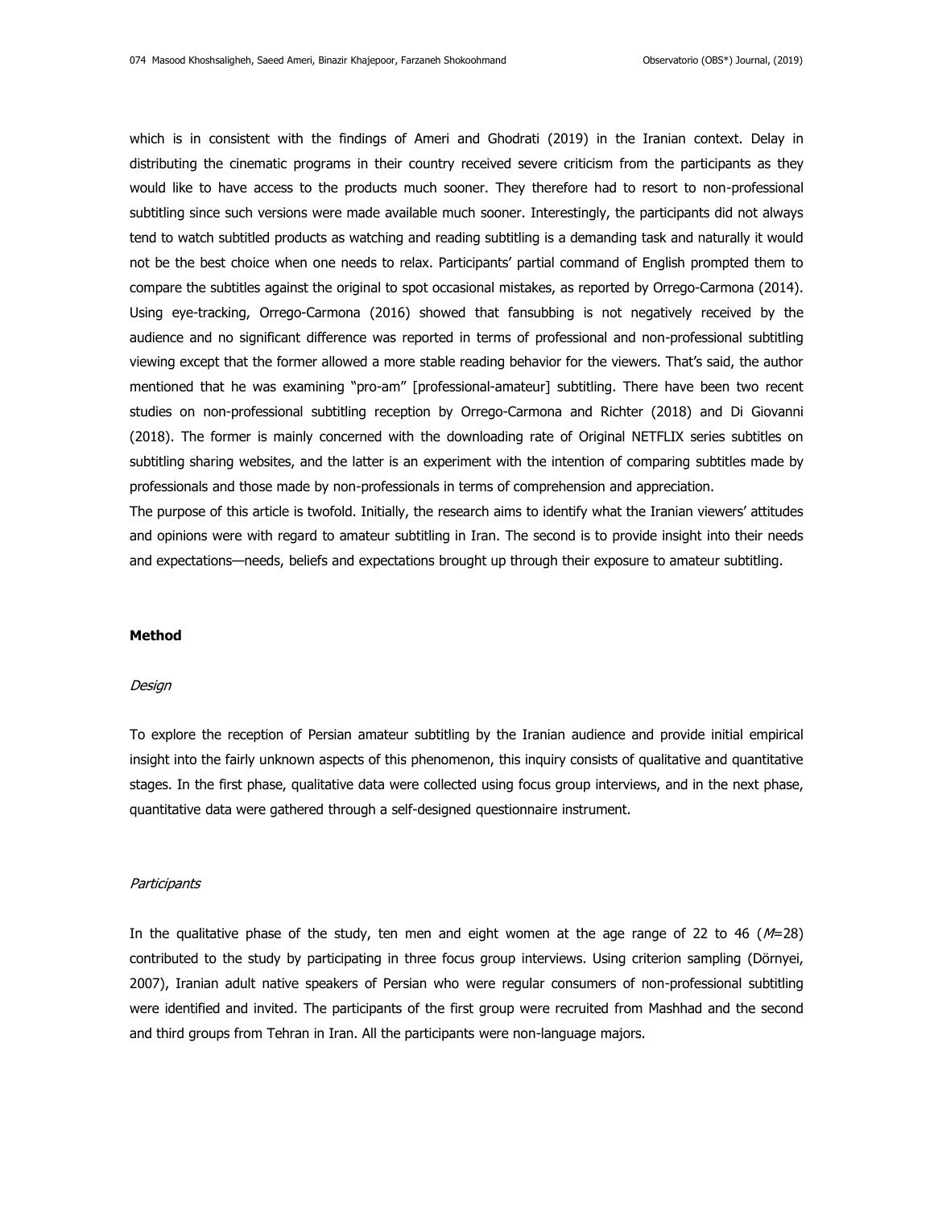which is in consistent with the findings of Ameri and Ghodrati (2019) in the Iranian context. Delay in distributing the cinematic programs in their country received severe criticism from the participants as they would like to have access to the products much sooner. They therefore had to resort to non-professional subtitling since such versions were made available much sooner. Interestingly, the participants did not always tend to watch subtitled products as watching and reading subtitling is a demanding task and naturally it would not be the best choice when one needs to relax. Participants' partial command of English prompted them to compare the subtitles against the original to spot occasional mistakes, as reported by Orrego-Carmona (2014). Using eye-tracking, Orrego-Carmona (2016) showed that fansubbing is not negatively received by the audience and no significant difference was reported in terms of professional and non-professional subtitling viewing except that the former allowed a more stable reading behavior for the viewers. That's said, the author mentioned that he was examining "pro-am" [professional-amateur] subtitling. There have been two recent studies on non-professional subtitling reception by Orrego-Carmona and Richter (2018) and Di Giovanni (2018). The former is mainly concerned with the downloading rate of Original NETFLIX series subtitles on subtitling sharing websites, and the latter is an experiment with the intention of comparing subtitles made by professionals and those made by non-professionals in terms of comprehension and appreciation.

The purpose of this article is twofold. Initially, the research aims to identify what the Iranian viewers' attitudes and opinions were with regard to amateur subtitling in Iran. The second is to provide insight into their needs and expectations—needs, beliefs and expectations brought up through their exposure to amateur subtitling.

## Method

### *Design*

To explore the reception of Persian amateur subtitling by the Iranian audience and provide initial empirical insight into the fairly unknown aspects of this phenomenon, this inquiry consists of qualitative and quantitative stages. In the first phase, qualitative data were collected using focus group interviews, and in the next phase, quantitative data were gathered through a self-designed questionnaire instrument.

### *Participants*

In the qualitative phase of the study, ten men and eight women at the age range of 22 to 46 ($M$=28) contributed to the study by participating in three focus group interviews. Using criterion sampling (Dörnyei, 2007), Iranian adult native speakers of Persian who were regular consumers of non-professional subtitling were identified and invited. The participants of the first group were recruited from Mashhad and the second and third groups from Tehran in Iran. All the participants were non-language majors.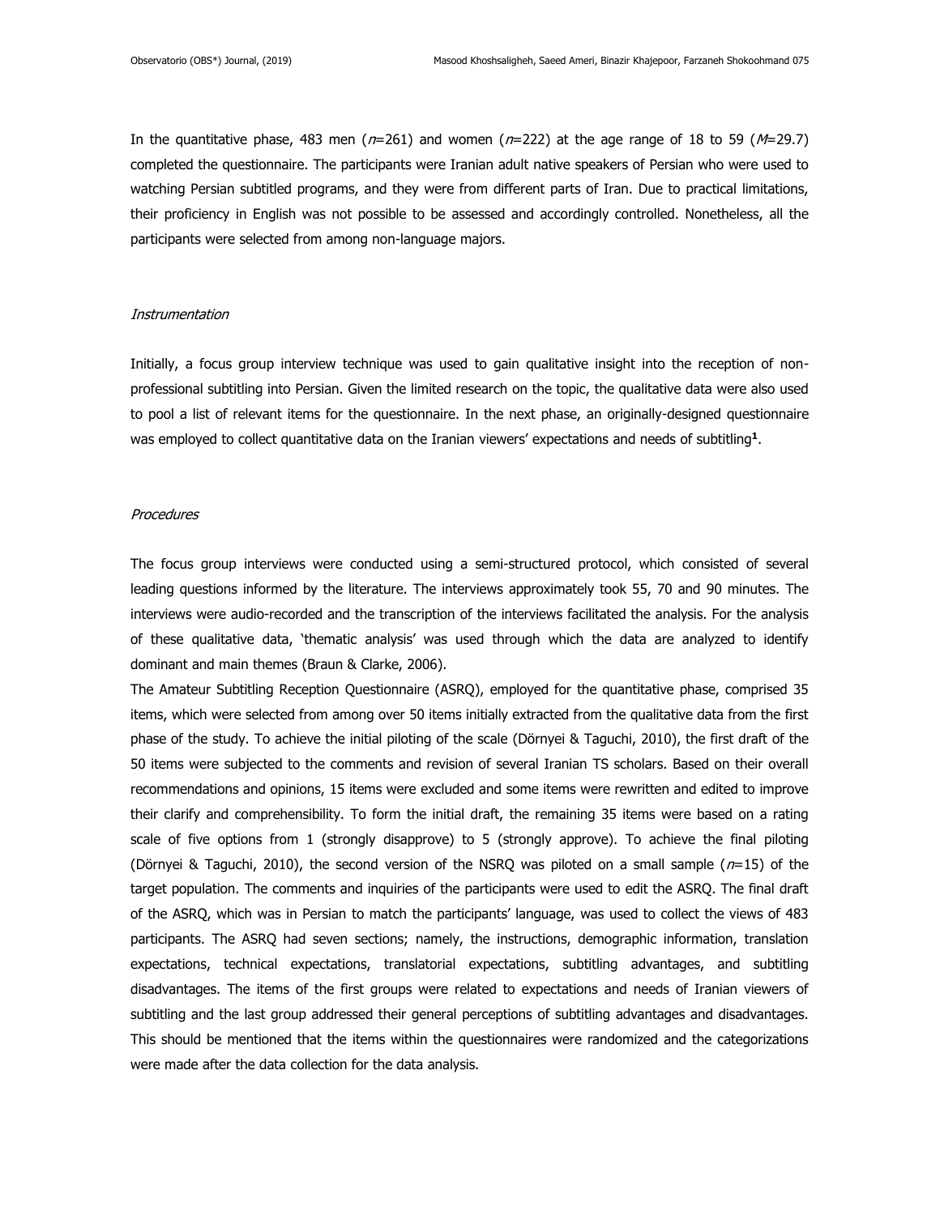In the quantitative phase, 483 men (*n*=261) and women (*n*=222) at the age range of 18 to 59 (*M*=29.7) completed the questionnaire. The participants were Iranian adult native speakers of Persian who were used to watching Persian subtitled programs, and they were from different parts of Iran. Due to practical limitations, their proficiency in English was not possible to be assessed and accordingly controlled. Nonetheless, all the participants were selected from among non-language majors.

*Instrumentation*

Initially, a focus group interview technique was used to gain qualitative insight into the reception of non-professional subtitling into Persian. Given the limited research on the topic, the qualitative data were also used to pool a list of relevant items for the questionnaire. In the next phase, an originally-designed questionnaire was employed to collect quantitative data on the Iranian viewers' expectations and needs of subtitling[1].

*Procedures*

The focus group interviews were conducted using a semi-structured protocol, which consisted of several leading questions informed by the literature. The interviews approximately took 55, 70 and 90 minutes. The interviews were audio-recorded and the transcription of the interviews facilitated the analysis. For the analysis of these qualitative data, 'thematic analysis' was used through which the data are analyzed to identify dominant and main themes (Braun & Clarke, 2006).

The Amateur Subtitling Reception Questionnaire (ASRQ), employed for the quantitative phase, comprised 35 items, which were selected from among over 50 items initially extracted from the qualitative data from the first phase of the study. To achieve the initial piloting of the scale (Dörnyei & Taguchi, 2010), the first draft of the 50 items were subjected to the comments and revision of several Iranian TS scholars. Based on their overall recommendations and opinions, 15 items were excluded and some items were rewritten and edited to improve their clarify and comprehensibility. To form the initial draft, the remaining 35 items were based on a rating scale of five options from 1 (strongly disapprove) to 5 (strongly approve). To achieve the final piloting (Dörnyei & Taguchi, 2010), the second version of the NSRQ was piloted on a small sample (*n*=15) of the target population. The comments and inquiries of the participants were used to edit the ASRQ. The final draft of the ASRQ, which was in Persian to match the participants' language, was used to collect the views of 483 participants. The ASRQ had seven sections; namely, the instructions, demographic information, translation expectations, technical expectations, translatorial expectations, subtitling advantages, and subtitling disadvantages. The items of the first groups were related to expectations and needs of Iranian viewers of subtitling and the last group addressed their general perceptions of subtitling advantages and disadvantages. This should be mentioned that the items within the questionnaires were randomized and the categorizations were made after the data collection for the data analysis.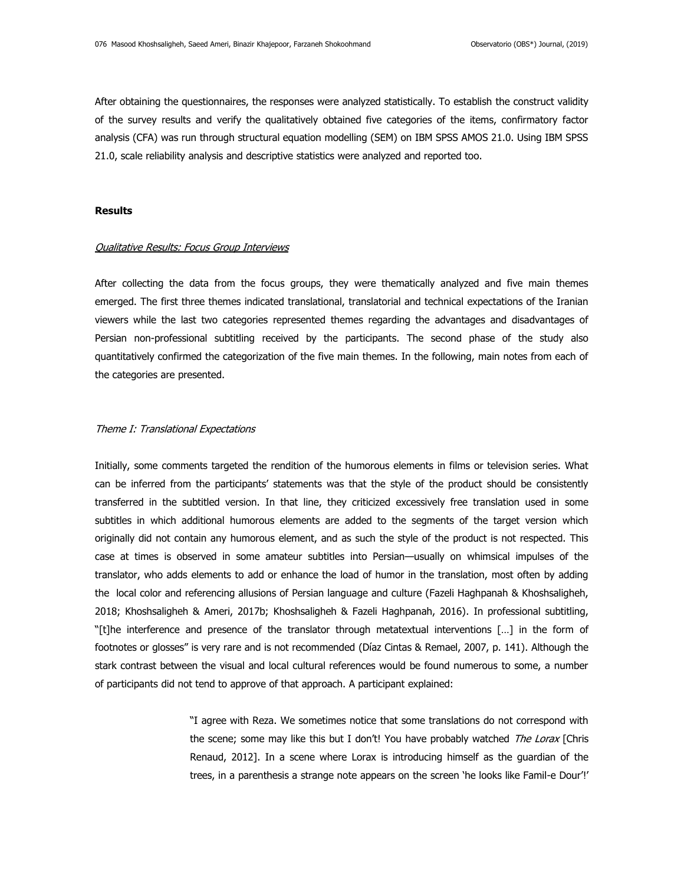After obtaining the questionnaires, the responses were analyzed statistically. To establish the construct validity of the survey results and verify the qualitatively obtained five categories of the items, confirmatory factor analysis (CFA) was run through structural equation modelling (SEM) on IBM SPSS AMOS 21.0. Using IBM SPSS 21.0, scale reliability analysis and descriptive statistics were analyzed and reported too.

## Results

### Qualitative Results: Focus Group Interviews

After collecting the data from the focus groups, they were thematically analyzed and five main themes emerged. The first three themes indicated translational, translatorial and technical expectations of the Iranian viewers while the last two categories represented themes regarding the advantages and disadvantages of Persian non-professional subtitling received by the participants. The second phase of the study also quantitatively confirmed the categorization of the five main themes. In the following, main notes from each of the categories are presented.

#### *Theme I: Translational Expectations*

Initially, some comments targeted the rendition of the humorous elements in films or television series. What can be inferred from the participants' statements was that the style of the product should be consistently transferred in the subtitled version. In that line, they criticized excessively free translation used in some subtitles in which additional humorous elements are added to the segments of the target version which originally did not contain any humorous element, and as such the style of the product is not respected. This case at times is observed in some amateur subtitles into Persian—usually on whimsical impulses of the translator, who adds elements to add or enhance the load of humor in the translation, most often by adding the local color and referencing allusions of Persian language and culture (Fazeli Haghpanah & Khoshsaligheh, 2018; Khoshsaligheh & Ameri, 2017b; Khoshsaligheh & Fazeli Haghpanah, 2016). In professional subtitling, "[t]he interference and presence of the translator through metatextual interventions […] in the form of footnotes or glosses" is very rare and is not recommended (Díaz Cintas & Remael, 2007, p. 141). Although the stark contrast between the visual and local cultural references would be found numerous to some, a number of participants did not tend to approve of that approach. A participant explained:

> "I agree with Reza. We sometimes notice that some translations do not correspond with the scene; some may like this but I don't! You have probably watched *The Lorax* [Chris Renaud, 2012]. In a scene where Lorax is introducing himself as the guardian of the trees, in a parenthesis a strange note appears on the screen 'he looks like Famil-e Dour'!'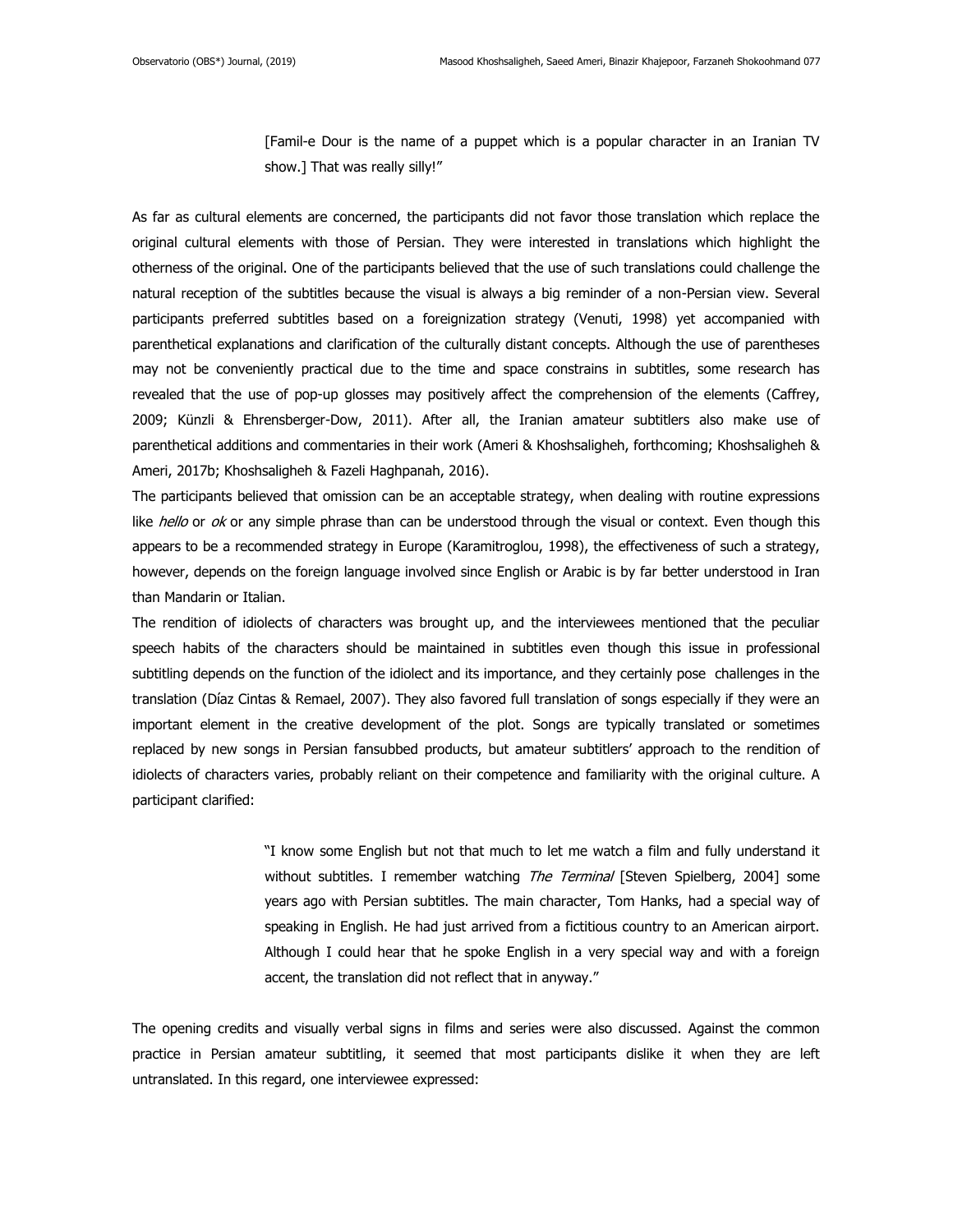> [Famil-e Dour is the name of a puppet which is a popular character in an Iranian TV show.] That was really silly!"

As far as cultural elements are concerned, the participants did not favor those translation which replace the original cultural elements with those of Persian. They were interested in translations which highlight the otherness of the original. One of the participants believed that the use of such translations could challenge the natural reception of the subtitles because the visual is always a big reminder of a non-Persian view. Several participants preferred subtitles based on a foreignization strategy (Venuti, 1998) yet accompanied with parenthetical explanations and clarification of the culturally distant concepts. Although the use of parentheses may not be conveniently practical due to the time and space constrains in subtitles, some research has revealed that the use of pop-up glosses may positively affect the comprehension of the elements (Caffrey, 2009; Künzli & Ehrensberger-Dow, 2011). After all, the Iranian amateur subtitlers also make use of parenthetical additions and commentaries in their work (Ameri & Khoshsaligheh, forthcoming; Khoshsaligheh & Ameri, 2017b; Khoshsaligheh & Fazeli Haghpanah, 2016).

The participants believed that omission can be an acceptable strategy, when dealing with routine expressions like *hello* or *ok* or any simple phrase than can be understood through the visual or context. Even though this appears to be a recommended strategy in Europe (Karamitroglou, 1998), the effectiveness of such a strategy, however, depends on the foreign language involved since English or Arabic is by far better understood in Iran than Mandarin or Italian.

The rendition of idiolects of characters was brought up, and the interviewees mentioned that the peculiar speech habits of the characters should be maintained in subtitles even though this issue in professional subtitling depends on the function of the idiolect and its importance, and they certainly pose challenges in the translation (Díaz Cintas & Remael, 2007). They also favored full translation of songs especially if they were an important element in the creative development of the plot. Songs are typically translated or sometimes replaced by new songs in Persian fansubbed products, but amateur subtitlers' approach to the rendition of idiolects of characters varies, probably reliant on their competence and familiarity with the original culture. A participant clarified:

> "I know some English but not that much to let me watch a film and fully understand it without subtitles. I remember watching *The Terminal* [Steven Spielberg, 2004] some years ago with Persian subtitles. The main character, Tom Hanks, had a special way of speaking in English. He had just arrived from a fictitious country to an American airport. Although I could hear that he spoke English in a very special way and with a foreign accent, the translation did not reflect that in anyway."

The opening credits and visually verbal signs in films and series were also discussed. Against the common practice in Persian amateur subtitling, it seemed that most participants dislike it when they are left untranslated. In this regard, one interviewee expressed: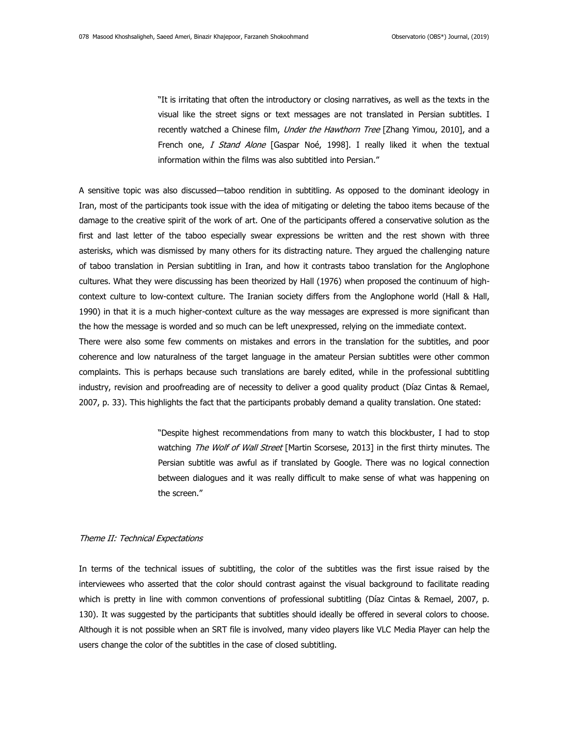> "It is irritating that often the introductory or closing narratives, as well as the texts in the visual like the street signs or text messages are not translated in Persian subtitles. I recently watched a Chinese film, *Under the Hawthorn Tree* [Zhang Yimou, 2010], and a French one, *I Stand Alone* [Gaspar Noé, 1998]. I really liked it when the textual information within the films was also subtitled into Persian."

A sensitive topic was also discussed—taboo rendition in subtitling. As opposed to the dominant ideology in Iran, most of the participants took issue with the idea of mitigating or deleting the taboo items because of the damage to the creative spirit of the work of art. One of the participants offered a conservative solution as the first and last letter of the taboo especially swear expressions be written and the rest shown with three asterisks, which was dismissed by many others for its distracting nature. They argued the challenging nature of taboo translation in Persian subtitling in Iran, and how it contrasts taboo translation for the Anglophone cultures. What they were discussing has been theorized by Hall (1976) when proposed the continuum of high-context culture to low-context culture. The Iranian society differs from the Anglophone world (Hall & Hall, 1990) in that it is a much higher-context culture as the way messages are expressed is more significant than the how the message is worded and so much can be left unexpressed, relying on the immediate context.

There were also some few comments on mistakes and errors in the translation for the subtitles, and poor coherence and low naturalness of the target language in the amateur Persian subtitles were other common complaints. This is perhaps because such translations are barely edited, while in the professional subtitling industry, revision and proofreading are of necessity to deliver a good quality product (Díaz Cintas & Remael, 2007, p. 33). This highlights the fact that the participants probably demand a quality translation. One stated:

> "Despite highest recommendations from many to watch this blockbuster, I had to stop watching *The Wolf of Wall Street* [Martin Scorsese, 2013] in the first thirty minutes. The Persian subtitle was awful as if translated by Google. There was no logical connection between dialogues and it was really difficult to make sense of what was happening on the screen."

*Theme II: Technical Expectations*

In terms of the technical issues of subtitling, the color of the subtitles was the first issue raised by the interviewees who asserted that the color should contrast against the visual background to facilitate reading which is pretty in line with common conventions of professional subtitling (Díaz Cintas & Remael, 2007, p. 130). It was suggested by the participants that subtitles should ideally be offered in several colors to choose. Although it is not possible when an SRT file is involved, many video players like VLC Media Player can help the users change the color of the subtitles in the case of closed subtitling.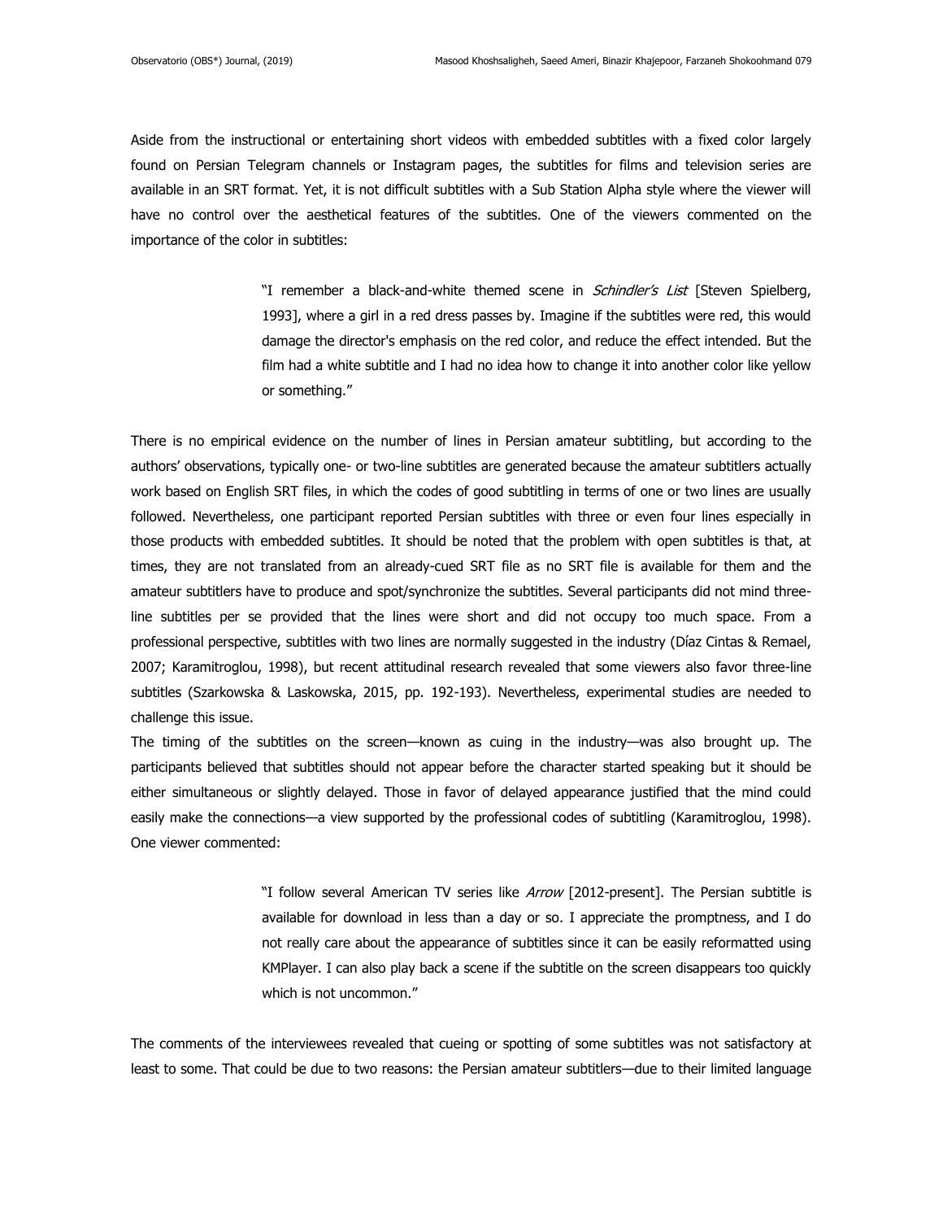Aside from the instructional or entertaining short videos with embedded subtitles with a fixed color largely found on Persian Telegram channels or Instagram pages, the subtitles for films and television series are available in an SRT format. Yet, it is not difficult subtitles with a Sub Station Alpha style where the viewer will have no control over the aesthetical features of the subtitles. One of the viewers commented on the importance of the color in subtitles:

> "I remember a black-and-white themed scene in *Schindler's List* [Steven Spielberg, 1993], where a girl in a red dress passes by. Imagine if the subtitles were red, this would damage the director's emphasis on the red color, and reduce the effect intended. But the film had a white subtitle and I had no idea how to change it into another color like yellow or something."

There is no empirical evidence on the number of lines in Persian amateur subtitling, but according to the authors' observations, typically one- or two-line subtitles are generated because the amateur subtitlers actually work based on English SRT files, in which the codes of good subtitling in terms of one or two lines are usually followed. Nevertheless, one participant reported Persian subtitles with three or even four lines especially in those products with embedded subtitles. It should be noted that the problem with open subtitles is that, at times, they are not translated from an already-cued SRT file as no SRT file is available for them and the amateur subtitlers have to produce and spot/synchronize the subtitles. Several participants did not mind three-line subtitles per se provided that the lines were short and did not occupy too much space. From a professional perspective, subtitles with two lines are normally suggested in the industry (Díaz Cintas & Remael, 2007; Karamitroglou, 1998), but recent attitudinal research revealed that some viewers also favor three-line subtitles (Szarkowska & Laskowska, 2015, pp. 192-193). Nevertheless, experimental studies are needed to challenge this issue.

The timing of the subtitles on the screen—known as cuing in the industry—was also brought up. The participants believed that subtitles should not appear before the character started speaking but it should be either simultaneous or slightly delayed. Those in favor of delayed appearance justified that the mind could easily make the connections—a view supported by the professional codes of subtitling (Karamitroglou, 1998). One viewer commented:

> "I follow several American TV series like *Arrow* [2012-present]. The Persian subtitle is available for download in less than a day or so. I appreciate the promptness, and I do not really care about the appearance of subtitles since it can be easily reformatted using KMPlayer. I can also play back a scene if the subtitle on the screen disappears too quickly which is not uncommon."

The comments of the interviewees revealed that cueing or spotting of some subtitles was not satisfactory at least to some. That could be due to two reasons: the Persian amateur subtitlers—due to their limited language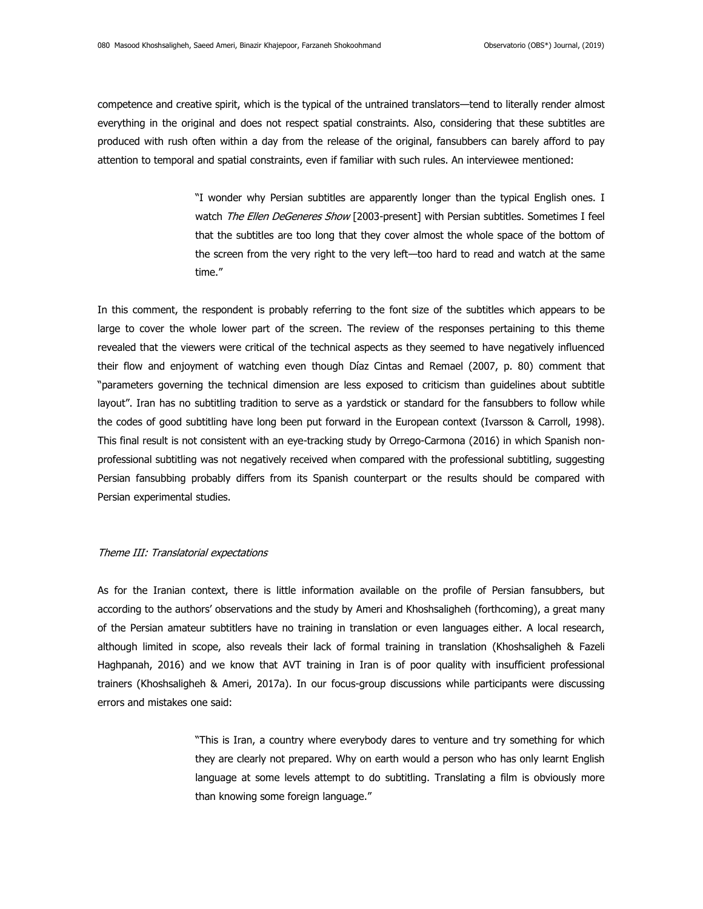competence and creative spirit, which is the typical of the untrained translators—tend to literally render almost everything in the original and does not respect spatial constraints. Also, considering that these subtitles are produced with rush often within a day from the release of the original, fansubbers can barely afford to pay attention to temporal and spatial constraints, even if familiar with such rules. An interviewee mentioned:

> "I wonder why Persian subtitles are apparently longer than the typical English ones. I watch *The Ellen DeGeneres Show* [2003-present] with Persian subtitles. Sometimes I feel that the subtitles are too long that they cover almost the whole space of the bottom of the screen from the very right to the very left—too hard to read and watch at the same time."

In this comment, the respondent is probably referring to the font size of the subtitles which appears to be large to cover the whole lower part of the screen. The review of the responses pertaining to this theme revealed that the viewers were critical of the technical aspects as they seemed to have negatively influenced their flow and enjoyment of watching even though Díaz Cintas and Remael (2007, p. 80) comment that "parameters governing the technical dimension are less exposed to criticism than guidelines about subtitle layout". Iran has no subtitling tradition to serve as a yardstick or standard for the fansubbers to follow while the codes of good subtitling have long been put forward in the European context (Ivarsson & Carroll, 1998). This final result is not consistent with an eye-tracking study by Orrego-Carmona (2016) in which Spanish non-professional subtitling was not negatively received when compared with the professional subtitling, suggesting Persian fansubbing probably differs from its Spanish counterpart or the results should be compared with Persian experimental studies.

### *Theme III: Translatorial expectations*

As for the Iranian context, there is little information available on the profile of Persian fansubbers, but according to the authors' observations and the study by Ameri and Khoshsaligheh (forthcoming), a great many of the Persian amateur subtitlers have no training in translation or even languages either. A local research, although limited in scope, also reveals their lack of formal training in translation (Khoshsaligheh & Fazeli Haghpanah, 2016) and we know that AVT training in Iran is of poor quality with insufficient professional trainers (Khoshsaligheh & Ameri, 2017a). In our focus-group discussions while participants were discussing errors and mistakes one said:

> "This is Iran, a country where everybody dares to venture and try something for which they are clearly not prepared. Why on earth would a person who has only learnt English language at some levels attempt to do subtitling. Translating a film is obviously more than knowing some foreign language."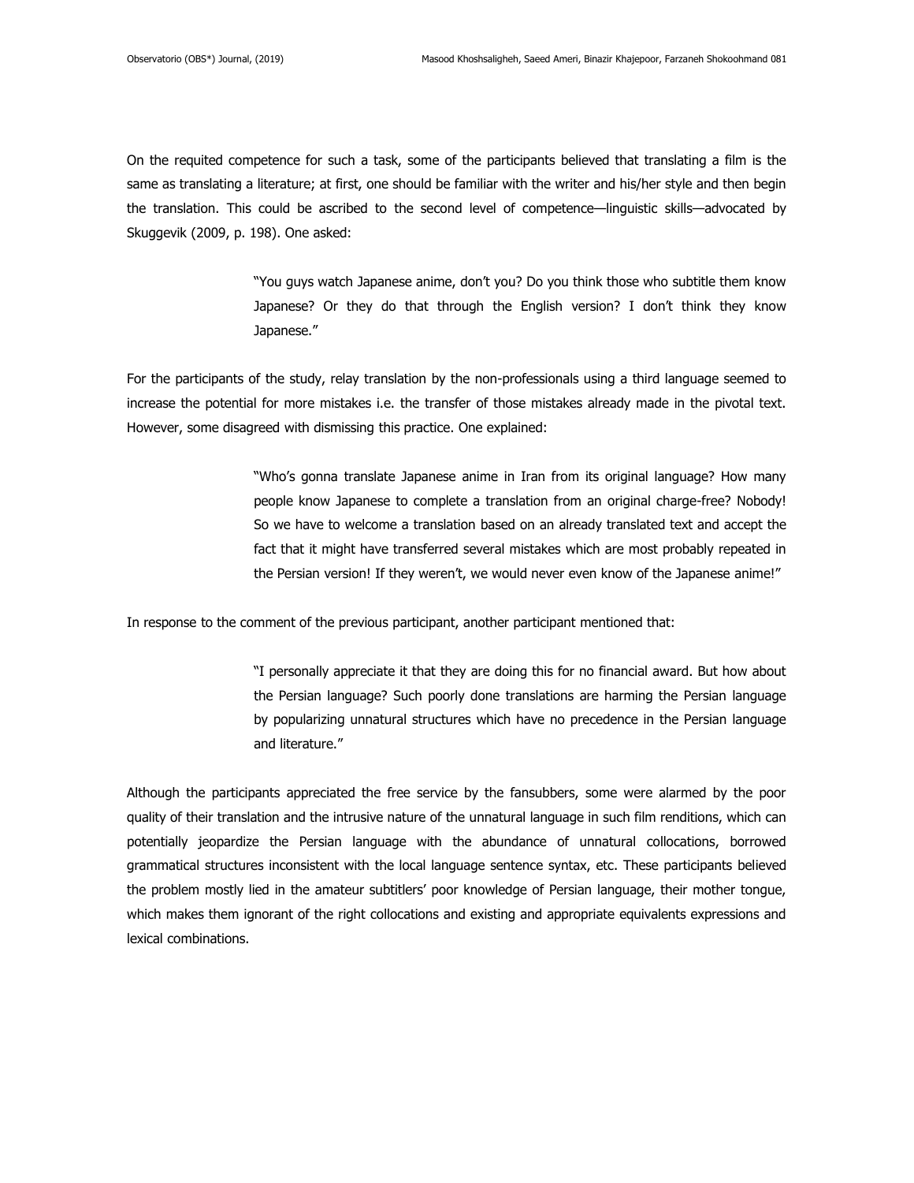On the requited competence for such a task, some of the participants believed that translating a film is the same as translating a literature; at first, one should be familiar with the writer and his/her style and then begin the translation. This could be ascribed to the second level of competence—linguistic skills—advocated by Skuggevik (2009, p. 198). One asked:

> "You guys watch Japanese anime, don't you? Do you think those who subtitle them know Japanese? Or they do that through the English version? I don't think they know Japanese."

For the participants of the study, relay translation by the non-professionals using a third language seemed to increase the potential for more mistakes i.e. the transfer of those mistakes already made in the pivotal text. However, some disagreed with dismissing this practice. One explained:

> "Who's gonna translate Japanese anime in Iran from its original language? How many people know Japanese to complete a translation from an original charge-free? Nobody! So we have to welcome a translation based on an already translated text and accept the fact that it might have transferred several mistakes which are most probably repeated in the Persian version! If they weren't, we would never even know of the Japanese anime!"

In response to the comment of the previous participant, another participant mentioned that:

> "I personally appreciate it that they are doing this for no financial award. But how about the Persian language? Such poorly done translations are harming the Persian language by popularizing unnatural structures which have no precedence in the Persian language and literature."

Although the participants appreciated the free service by the fansubbers, some were alarmed by the poor quality of their translation and the intrusive nature of the unnatural language in such film renditions, which can potentially jeopardize the Persian language with the abundance of unnatural collocations, borrowed grammatical structures inconsistent with the local language sentence syntax, etc. These participants believed the problem mostly lied in the amateur subtitlers' poor knowledge of Persian language, their mother tongue, which makes them ignorant of the right collocations and existing and appropriate equivalents expressions and lexical combinations.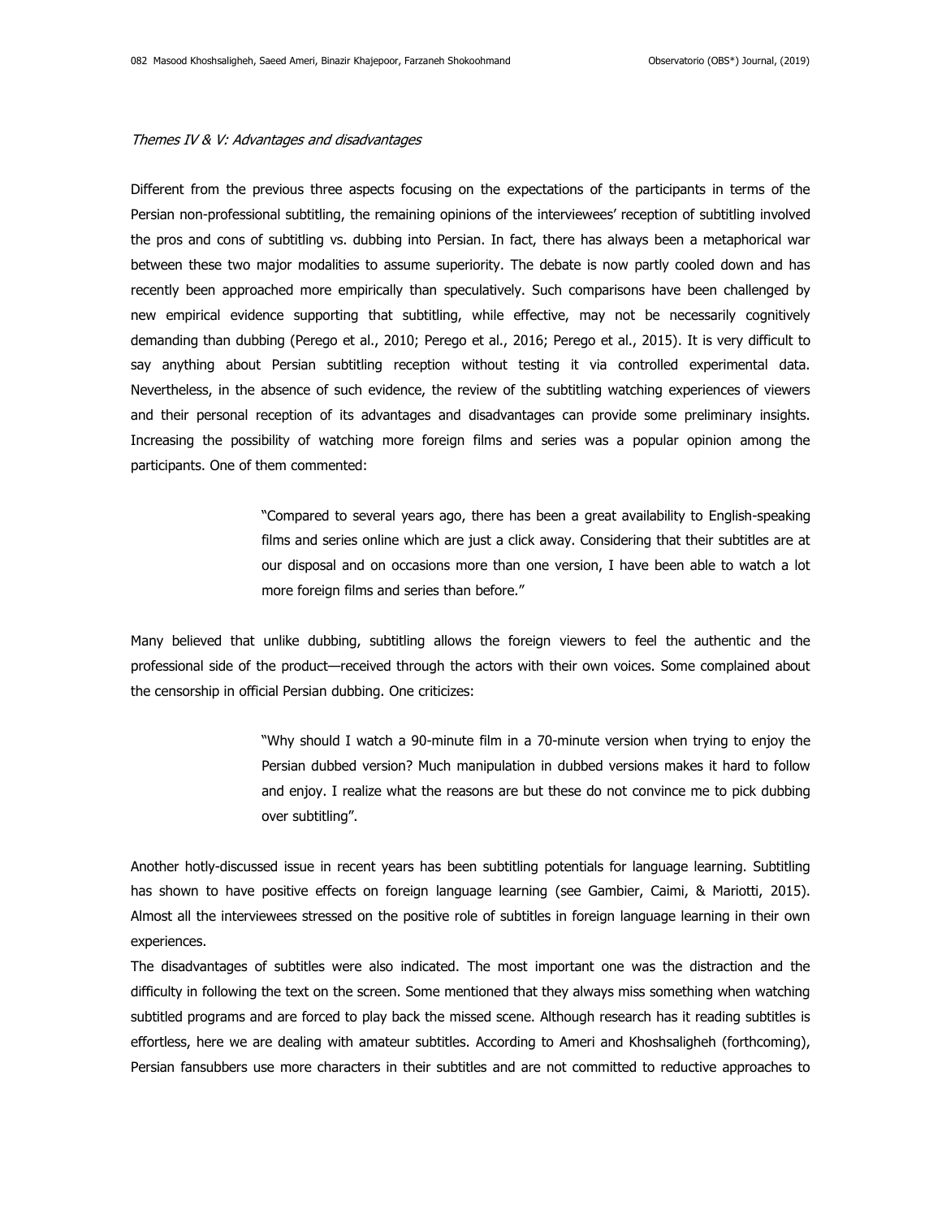*Themes IV & V: Advantages and disadvantages*

Different from the previous three aspects focusing on the expectations of the participants in terms of the Persian non-professional subtitling, the remaining opinions of the interviewees' reception of subtitling involved the pros and cons of subtitling vs. dubbing into Persian. In fact, there has always been a metaphorical war between these two major modalities to assume superiority. The debate is now partly cooled down and has recently been approached more empirically than speculatively. Such comparisons have been challenged by new empirical evidence supporting that subtitling, while effective, may not be necessarily cognitively demanding than dubbing (Perego et al., 2010; Perego et al., 2016; Perego et al., 2015). It is very difficult to say anything about Persian subtitling reception without testing it via controlled experimental data. Nevertheless, in the absence of such evidence, the review of the subtitling watching experiences of viewers and their personal reception of its advantages and disadvantages can provide some preliminary insights. Increasing the possibility of watching more foreign films and series was a popular opinion among the participants. One of them commented:

> "Compared to several years ago, there has been a great availability to English-speaking films and series online which are just a click away. Considering that their subtitles are at our disposal and on occasions more than one version, I have been able to watch a lot more foreign films and series than before."

Many believed that unlike dubbing, subtitling allows the foreign viewers to feel the authentic and the professional side of the product—received through the actors with their own voices. Some complained about the censorship in official Persian dubbing. One criticizes:

> "Why should I watch a 90-minute film in a 70-minute version when trying to enjoy the Persian dubbed version? Much manipulation in dubbed versions makes it hard to follow and enjoy. I realize what the reasons are but these do not convince me to pick dubbing over subtitling".

Another hotly-discussed issue in recent years has been subtitling potentials for language learning. Subtitling has shown to have positive effects on foreign language learning (see Gambier, Caimi, & Mariotti, 2015). Almost all the interviewees stressed on the positive role of subtitles in foreign language learning in their own experiences.

The disadvantages of subtitles were also indicated. The most important one was the distraction and the difficulty in following the text on the screen. Some mentioned that they always miss something when watching subtitled programs and are forced to play back the missed scene. Although research has it reading subtitles is effortless, here we are dealing with amateur subtitles. According to Ameri and Khoshsaligheh (forthcoming), Persian fansubbers use more characters in their subtitles and are not committed to reductive approaches to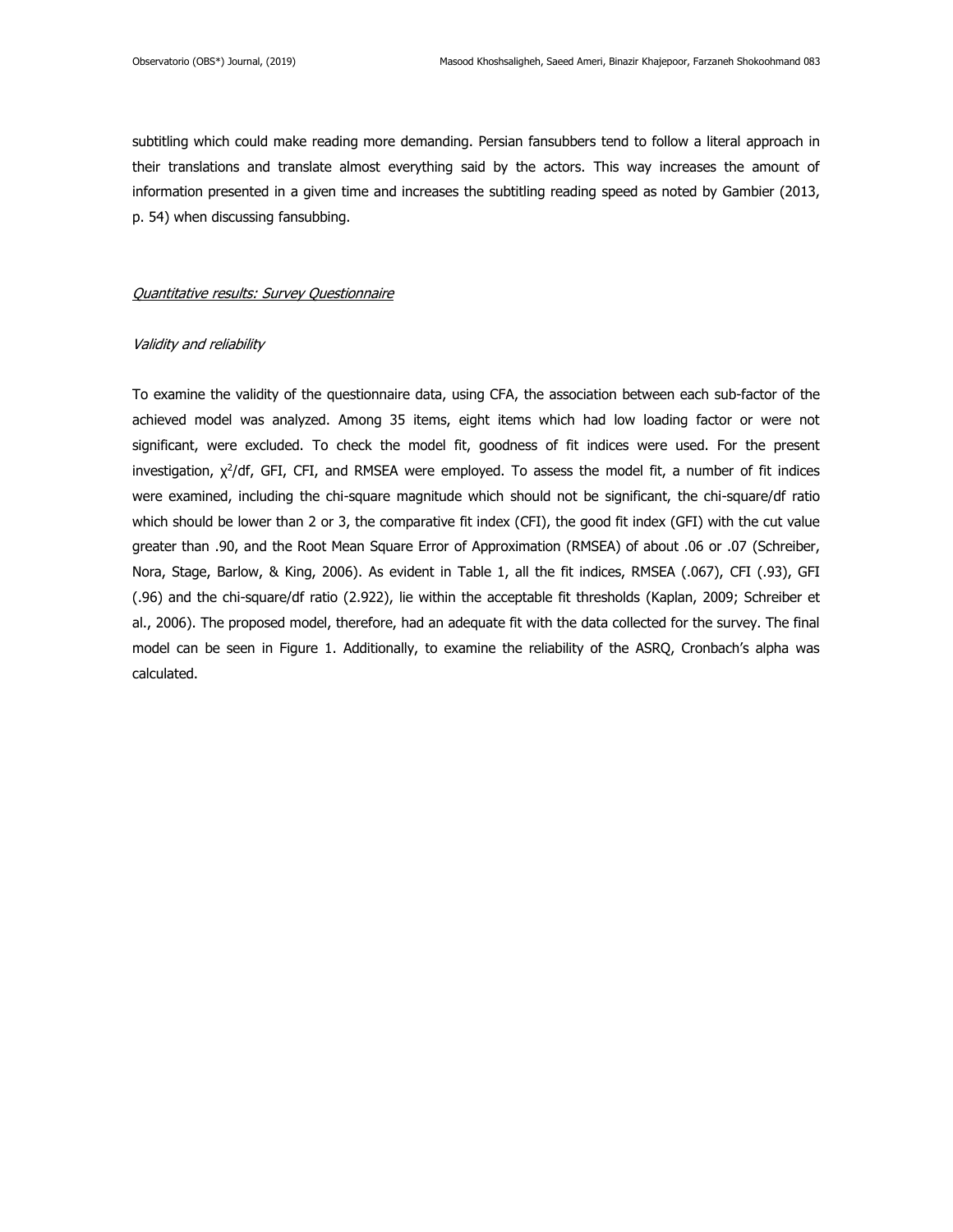subtitling which could make reading more demanding. Persian fansubbers tend to follow a literal approach in their translations and translate almost everything said by the actors. This way increases the amount of information presented in a given time and increases the subtitling reading speed as noted by Gambier (2013, p. 54) when discussing fansubbing.

### _Quantitative results: Survey Questionnaire_

#### _Validity and reliability_

To examine the validity of the questionnaire data, using CFA, the association between each sub-factor of the achieved model was analyzed. Among 35 items, eight items which had low loading factor or were not significant, were excluded. To check the model fit, goodness of fit indices were used. For the present investigation, $\chi^2$/df, GFI, CFI, and RMSEA were employed. To assess the model fit, a number of fit indices were examined, including the chi-square magnitude which should not be significant, the chi-square/df ratio which should be lower than 2 or 3, the comparative fit index (CFI), the good fit index (GFI) with the cut value greater than .90, and the Root Mean Square Error of Approximation (RMSEA) of about .06 or .07 (Schreiber, Nora, Stage, Barlow, & King, 2006). As evident in Table 1, all the fit indices, RMSEA (.067), CFI (.93), GFI (.96) and the chi-square/df ratio (2.922), lie within the acceptable fit thresholds (Kaplan, 2009; Schreiber et al., 2006). The proposed model, therefore, had an adequate fit with the data collected for the survey. The final model can be seen in Figure 1. Additionally, to examine the reliability of the ASRQ, Cronbach's alpha was calculated.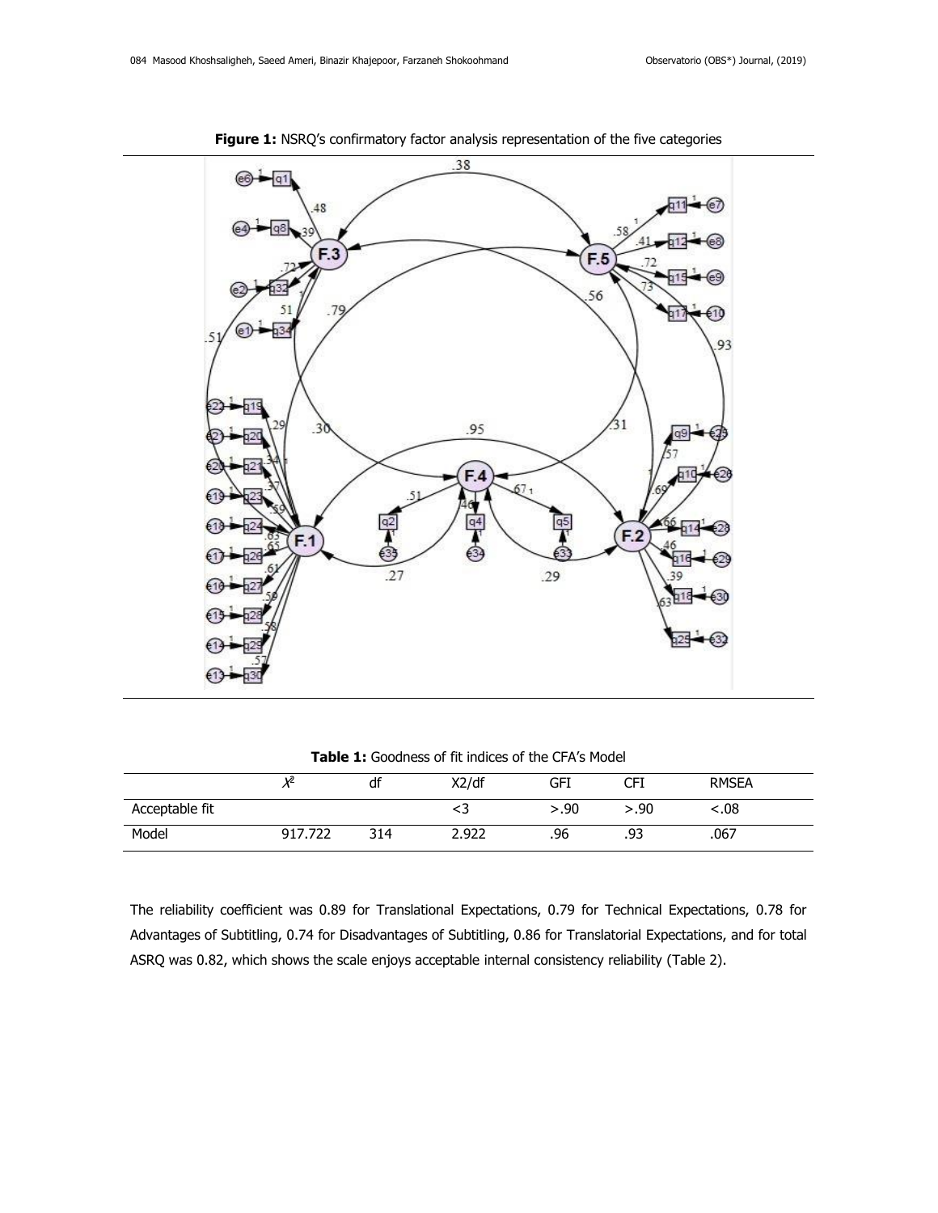**Figure 1:** NSRQ's confirmatory factor analysis representation of the five categories

**Table 1:** Goodness of fit indices of the CFA's Model

| | $X^2$ | df | X2/df | GFI | CFI | RMSEA |
|---|---|---|---|---|---|---|
| Acceptable fit | | | <3 | >.90 | >.90 | <.08 |
| Model | 917.722 | 314 | 2.922 | .96 | .93 | .067 |

The reliability coefficient was 0.89 for Translational Expectations, 0.79 for Technical Expectations, 0.78 for Advantages of Subtitling, 0.74 for Disadvantages of Subtitling, 0.86 for Translatorial Expectations, and for total ASRQ was 0.82, which shows the scale enjoys acceptable internal consistency reliability (Table 2).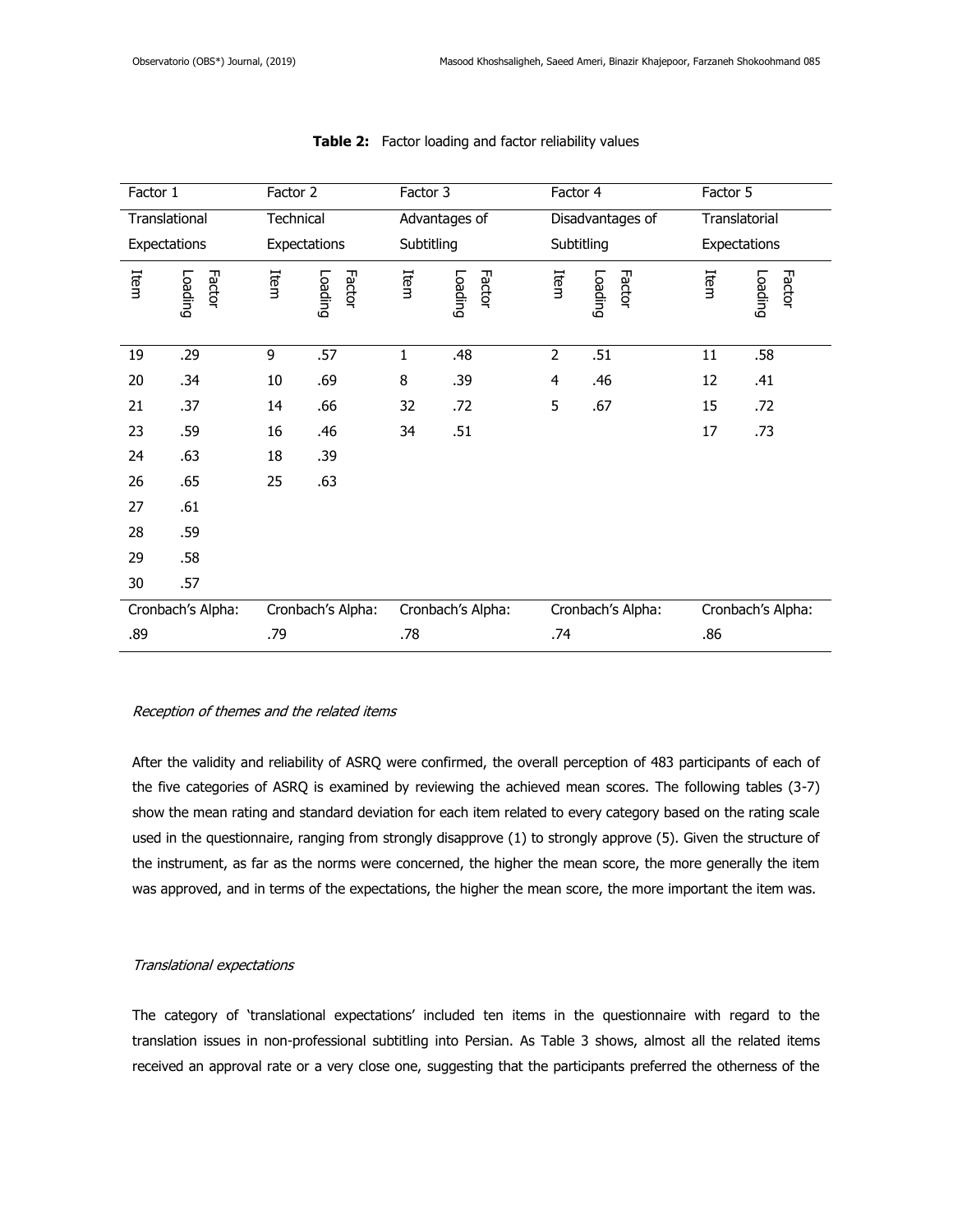**Table 2:** Factor loading and factor reliability values

| Factor 1 | | Factor 2 | | Factor 3 | | Factor 4 | | Factor 5 | |
|---|---|---|---|---|---|---|---|---|---|
| Translational Expectations | | Technical Expectations | | Advantages of Subtitling | | Disadvantages of Subtitling | | Translatorial Expectations | |
| Item | Factor Loading | Item | Factor Loading | Item | Factor Loading | Item | Factor Loading | Item | Factor Loading |
| 19 | .29 | 9 | .57 | 1 | .48 | 2 | .51 | 11 | .58 |
| 20 | .34 | 10 | .69 | 8 | .39 | 4 | .46 | 12 | .41 |
| 21 | .37 | 14 | .66 | 32 | .72 | 5 | .67 | 15 | .72 |
| 23 | .59 | 16 | .46 | 34 | .51 | | | 17 | .73 |
| 24 | .63 | 18 | .39 | | | | | | |
| 26 | .65 | 25 | .63 | | | | | | |
| 27 | .61 | | | | | | | | |
| 28 | .59 | | | | | | | | |
| 29 | .58 | | | | | | | | |
| 30 | .57 | | | | | | | | |
| Cronbach's Alpha: .89 | | Cronbach's Alpha: .79 | | Cronbach's Alpha: .78 | | Cronbach's Alpha: .74 | | Cronbach's Alpha: .86 | |

*Reception of themes and the related items*

After the validity and reliability of ASRQ were confirmed, the overall perception of 483 participants of each of the five categories of ASRQ is examined by reviewing the achieved mean scores. The following tables (3-7) show the mean rating and standard deviation for each item related to every category based on the rating scale used in the questionnaire, ranging from strongly disapprove (1) to strongly approve (5). Given the structure of the instrument, as far as the norms were concerned, the higher the mean score, the more generally the item was approved, and in terms of the expectations, the higher the mean score, the more important the item was.

*Translational expectations*

The category of 'translational expectations' included ten items in the questionnaire with regard to the translation issues in non-professional subtitling into Persian. As Table 3 shows, almost all the related items received an approval rate or a very close one, suggesting that the participants preferred the otherness of the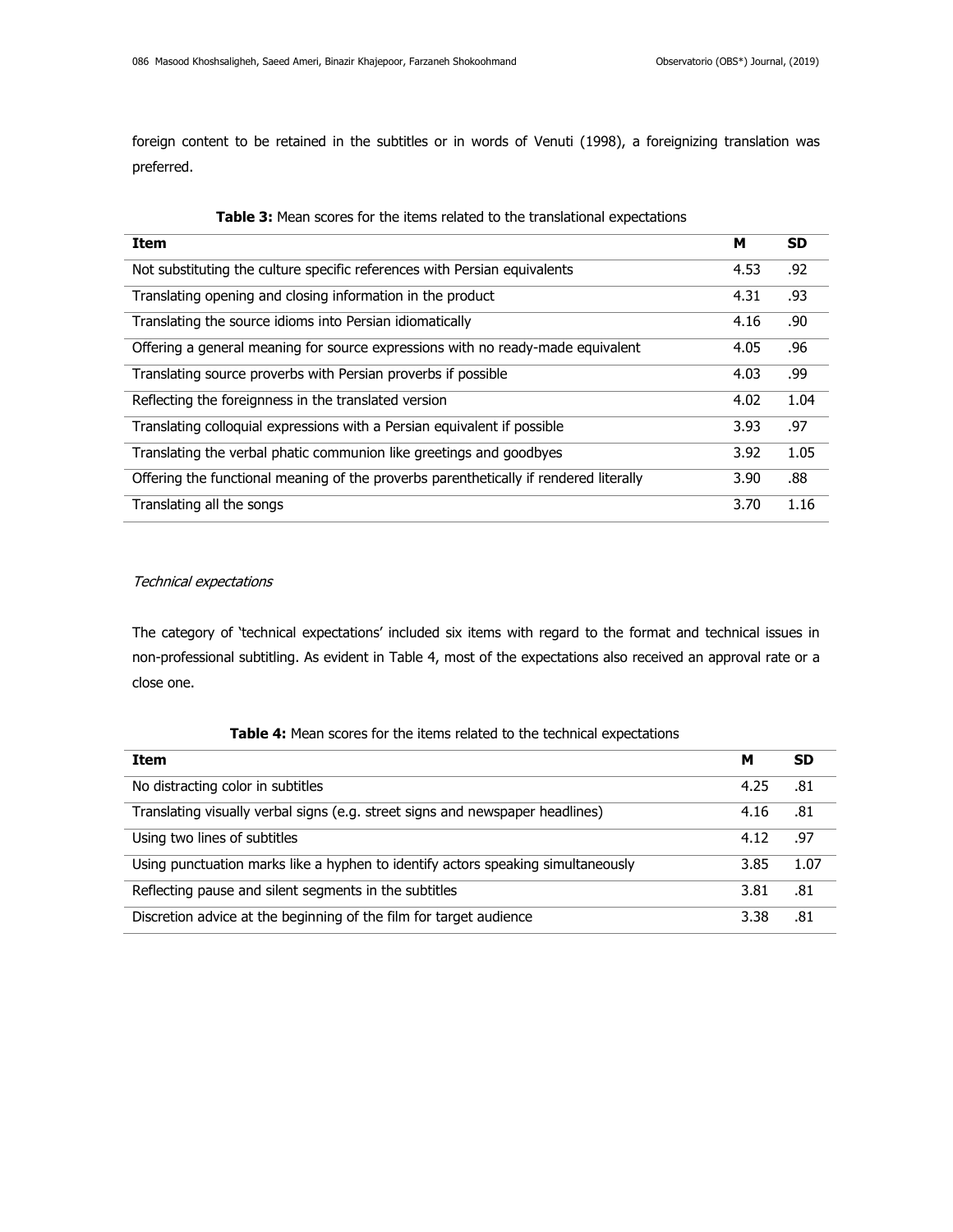foreign content to be retained in the subtitles or in words of Venuti (1998), a foreignizing translation was preferred.

**Table 3:** Mean scores for the items related to the translational expectations

| Item | M | SD |
|---|---|---|
| Not substituting the culture specific references with Persian equivalents | 4.53 | .92 |
| Translating opening and closing information in the product | 4.31 | .93 |
| Translating the source idioms into Persian idiomatically | 4.16 | .90 |
| Offering a general meaning for source expressions with no ready-made equivalent | 4.05 | .96 |
| Translating source proverbs with Persian proverbs if possible | 4.03 | .99 |
| Reflecting the foreignness in the translated version | 4.02 | 1.04 |
| Translating colloquial expressions with a Persian equivalent if possible | 3.93 | .97 |
| Translating the verbal phatic communion like greetings and goodbyes | 3.92 | 1.05 |
| Offering the functional meaning of the proverbs parenthetically if rendered literally | 3.90 | .88 |
| Translating all the songs | 3.70 | 1.16 |

*Technical expectations*

The category of 'technical expectations' included six items with regard to the format and technical issues in non-professional subtitling. As evident in Table 4, most of the expectations also received an approval rate or a close one.

**Table 4:** Mean scores for the items related to the technical expectations

| Item | M | SD |
|---|---|---|
| No distracting color in subtitles | 4.25 | .81 |
| Translating visually verbal signs (e.g. street signs and newspaper headlines) | 4.16 | .81 |
| Using two lines of subtitles | 4.12 | .97 |
| Using punctuation marks like a hyphen to identify actors speaking simultaneously | 3.85 | 1.07 |
| Reflecting pause and silent segments in the subtitles | 3.81 | .81 |
| Discretion advice at the beginning of the film for target audience | 3.38 | .81 |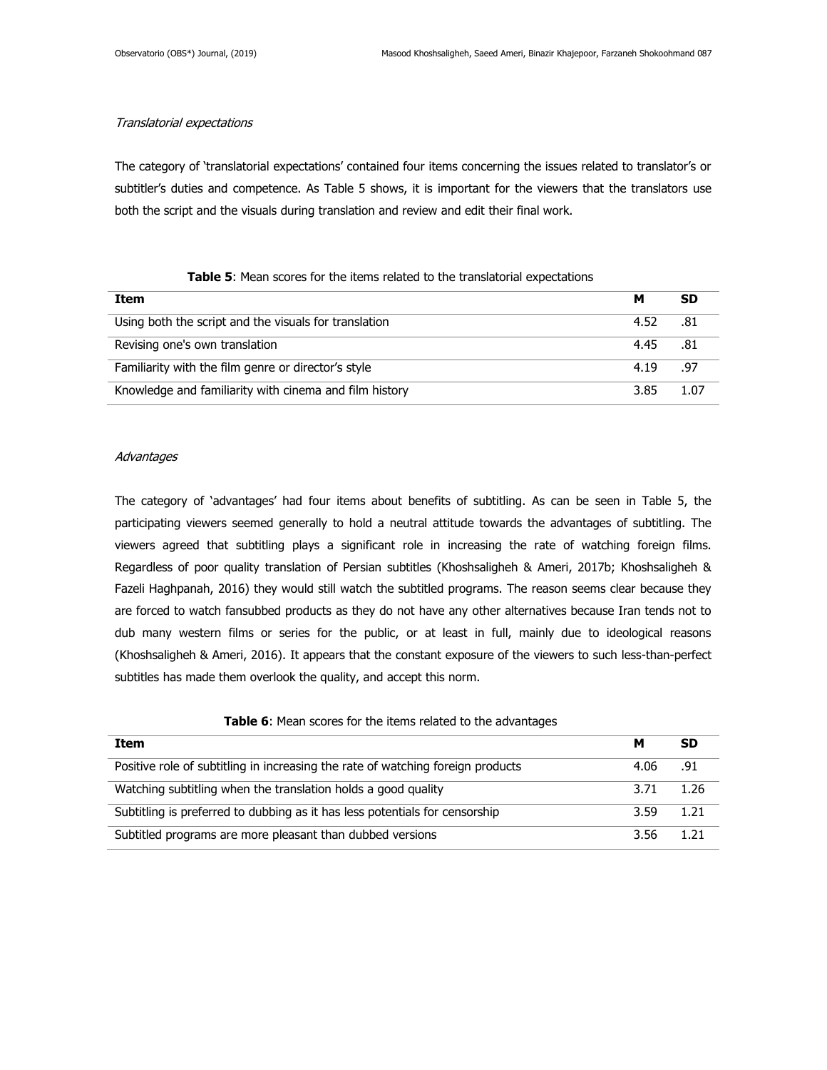*Translatorial expectations*

The category of 'translatorial expectations' contained four items concerning the issues related to translator's or subtitler's duties and competence. As Table 5 shows, it is important for the viewers that the translators use both the script and the visuals during translation and review and edit their final work.

**Table 5**: Mean scores for the items related to the translatorial expectations

| Item | M | SD |
|---|---|---|
| Using both the script and the visuals for translation | 4.52 | .81 |
| Revising one's own translation | 4.45 | .81 |
| Familiarity with the film genre or director's style | 4.19 | .97 |
| Knowledge and familiarity with cinema and film history | 3.85 | 1.07 |

*Advantages*

The category of 'advantages' had four items about benefits of subtitling. As can be seen in Table 5, the participating viewers seemed generally to hold a neutral attitude towards the advantages of subtitling. The viewers agreed that subtitling plays a significant role in increasing the rate of watching foreign films. Regardless of poor quality translation of Persian subtitles (Khoshsaligheh & Ameri, 2017b; Khoshsaligheh & Fazeli Haghpanah, 2016) they would still watch the subtitled programs. The reason seems clear because they are forced to watch fansubbed products as they do not have any other alternatives because Iran tends not to dub many western films or series for the public, or at least in full, mainly due to ideological reasons (Khoshsaligheh & Ameri, 2016). It appears that the constant exposure of the viewers to such less-than-perfect subtitles has made them overlook the quality, and accept this norm.

**Table 6**: Mean scores for the items related to the advantages

| Item | M | SD |
|---|---|---|
| Positive role of subtitling in increasing the rate of watching foreign products | 4.06 | .91 |
| Watching subtitling when the translation holds a good quality | 3.71 | 1.26 |
| Subtitling is preferred to dubbing as it has less potentials for censorship | 3.59 | 1.21 |
| Subtitled programs are more pleasant than dubbed versions | 3.56 | 1.21 |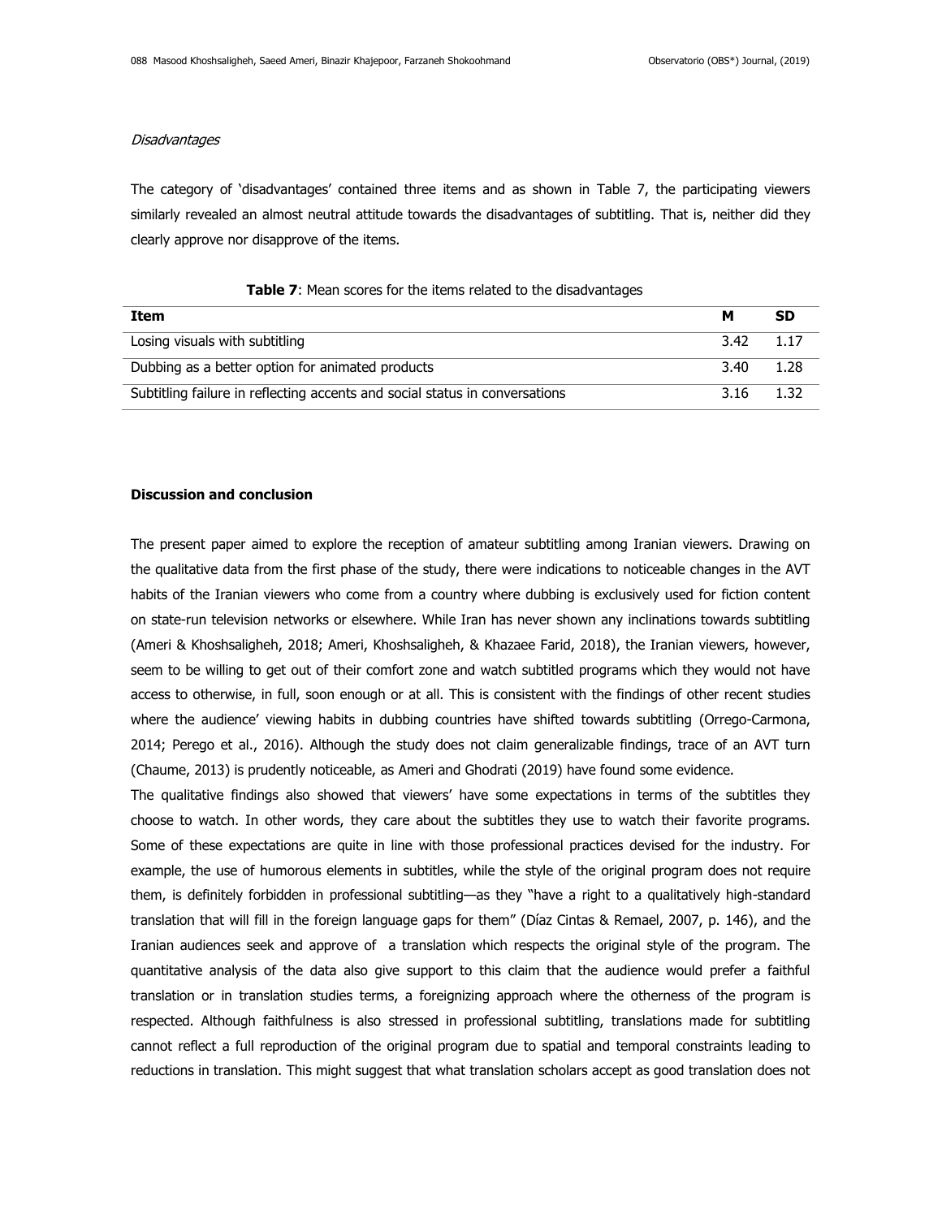*Disadvantages*

The category of 'disadvantages' contained three items and as shown in Table 7, the participating viewers similarly revealed an almost neutral attitude towards the disadvantages of subtitling. That is, neither did they clearly approve nor disapprove of the items.

**Table 7**: Mean scores for the items related to the disadvantages

| Item | M | SD |
| --- | --- | --- |
| Losing visuals with subtitling | 3.42 | 1.17 |
| Dubbing as a better option for animated products | 3.40 | 1.28 |
| Subtitling failure in reflecting accents and social status in conversations | 3.16 | 1.32 |

**Discussion and conclusion**

The present paper aimed to explore the reception of amateur subtitling among Iranian viewers. Drawing on the qualitative data from the first phase of the study, there were indications to noticeable changes in the AVT habits of the Iranian viewers who come from a country where dubbing is exclusively used for fiction content on state-run television networks or elsewhere. While Iran has never shown any inclinations towards subtitling (Ameri & Khoshsaligheh, 2018; Ameri, Khoshsaligheh, & Khazaee Farid, 2018), the Iranian viewers, however, seem to be willing to get out of their comfort zone and watch subtitled programs which they would not have access to otherwise, in full, soon enough or at all. This is consistent with the findings of other recent studies where the audience' viewing habits in dubbing countries have shifted towards subtitling (Orrego-Carmona, 2014; Perego et al., 2016). Although the study does not claim generalizable findings, trace of an AVT turn (Chaume, 2013) is prudently noticeable, as Ameri and Ghodrati (2019) have found some evidence.

The qualitative findings also showed that viewers' have some expectations in terms of the subtitles they choose to watch. In other words, they care about the subtitles they use to watch their favorite programs. Some of these expectations are quite in line with those professional practices devised for the industry. For example, the use of humorous elements in subtitles, while the style of the original program does not require them, is definitely forbidden in professional subtitling—as they "have a right to a qualitatively high-standard translation that will fill in the foreign language gaps for them" (Díaz Cintas & Remael, 2007, p. 146), and the Iranian audiences seek and approve of a translation which respects the original style of the program. The quantitative analysis of the data also give support to this claim that the audience would prefer a faithful translation or in translation studies terms, a foreignizing approach where the otherness of the program is respected. Although faithfulness is also stressed in professional subtitling, translations made for subtitling cannot reflect a full reproduction of the original program due to spatial and temporal constraints leading to reductions in translation. This might suggest that what translation scholars accept as good translation does not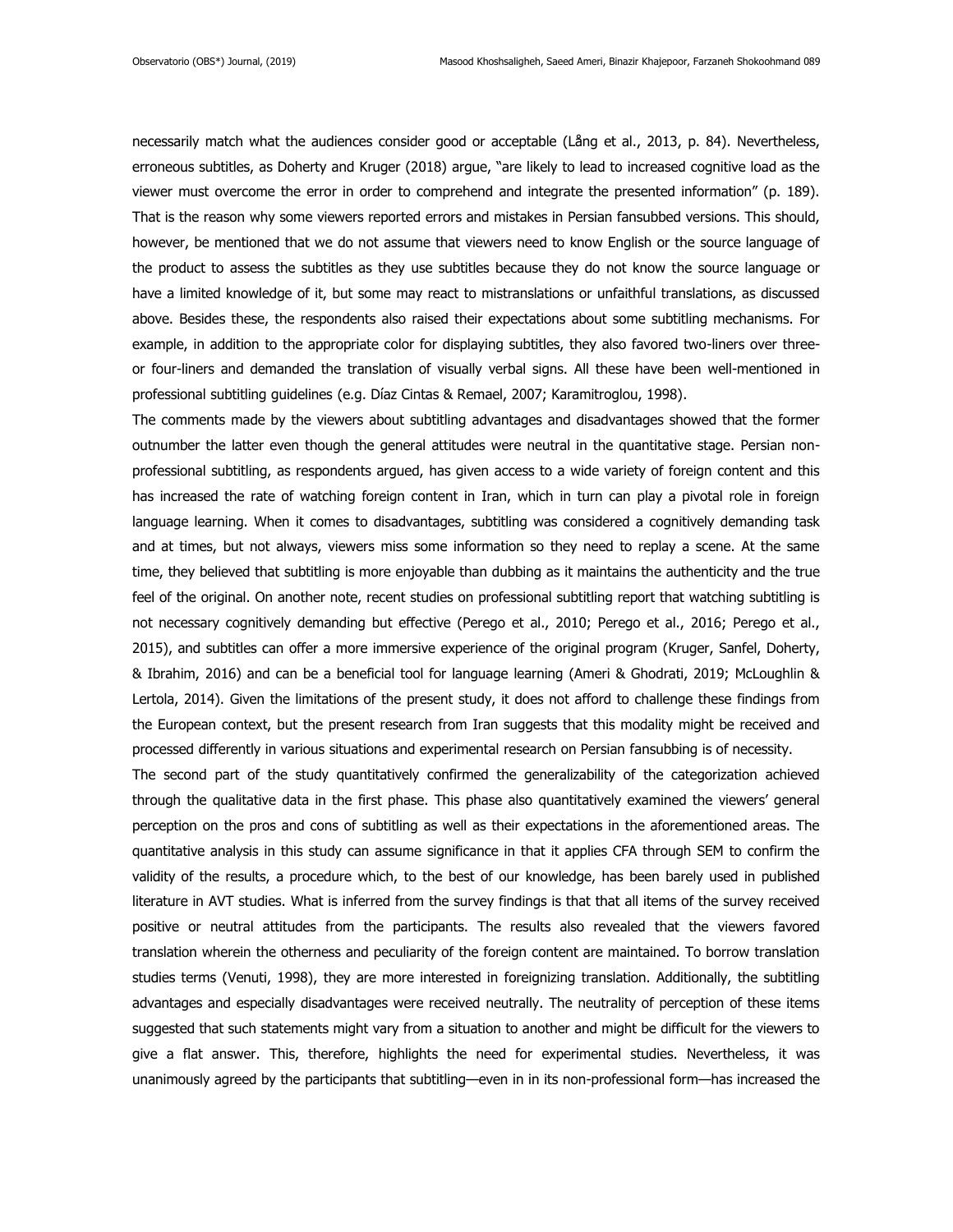necessarily match what the audiences consider good or acceptable (Lång et al., 2013, p. 84). Nevertheless, erroneous subtitles, as Doherty and Kruger (2018) argue, "are likely to lead to increased cognitive load as the viewer must overcome the error in order to comprehend and integrate the presented information" (p. 189). That is the reason why some viewers reported errors and mistakes in Persian fansubbed versions. This should, however, be mentioned that we do not assume that viewers need to know English or the source language of the product to assess the subtitles as they use subtitles because they do not know the source language or have a limited knowledge of it, but some may react to mistranslations or unfaithful translations, as discussed above. Besides these, the respondents also raised their expectations about some subtitling mechanisms. For example, in addition to the appropriate color for displaying subtitles, they also favored two-liners over three- or four-liners and demanded the translation of visually verbal signs. All these have been well-mentioned in professional subtitling guidelines (e.g. Díaz Cintas & Remael, 2007; Karamitroglou, 1998).

The comments made by the viewers about subtitling advantages and disadvantages showed that the former outnumber the latter even though the general attitudes were neutral in the quantitative stage. Persian non-professional subtitling, as respondents argued, has given access to a wide variety of foreign content and this has increased the rate of watching foreign content in Iran, which in turn can play a pivotal role in foreign language learning. When it comes to disadvantages, subtitling was considered a cognitively demanding task and at times, but not always, viewers miss some information so they need to replay a scene. At the same time, they believed that subtitling is more enjoyable than dubbing as it maintains the authenticity and the true feel of the original. On another note, recent studies on professional subtitling report that watching subtitling is not necessary cognitively demanding but effective (Perego et al., 2010; Perego et al., 2016; Perego et al., 2015), and subtitles can offer a more immersive experience of the original program (Kruger, Sanfel, Doherty, & Ibrahim, 2016) and can be a beneficial tool for language learning (Ameri & Ghodrati, 2019; McLoughlin & Lertola, 2014). Given the limitations of the present study, it does not afford to challenge these findings from the European context, but the present research from Iran suggests that this modality might be received and processed differently in various situations and experimental research on Persian fansubbing is of necessity.

The second part of the study quantitatively confirmed the generalizability of the categorization achieved through the qualitative data in the first phase. This phase also quantitatively examined the viewers' general perception on the pros and cons of subtitling as well as their expectations in the aforementioned areas. The quantitative analysis in this study can assume significance in that it applies CFA through SEM to confirm the validity of the results, a procedure which, to the best of our knowledge, has been barely used in published literature in AVT studies. What is inferred from the survey findings is that that all items of the survey received positive or neutral attitudes from the participants. The results also revealed that the viewers favored translation wherein the otherness and peculiarity of the foreign content are maintained. To borrow translation studies terms (Venuti, 1998), they are more interested in foreignizing translation. Additionally, the subtitling advantages and especially disadvantages were received neutrally. The neutrality of perception of these items suggested that such statements might vary from a situation to another and might be difficult for the viewers to give a flat answer. This, therefore, highlights the need for experimental studies. Nevertheless, it was unanimously agreed by the participants that subtitling—even in in its non-professional form—has increased the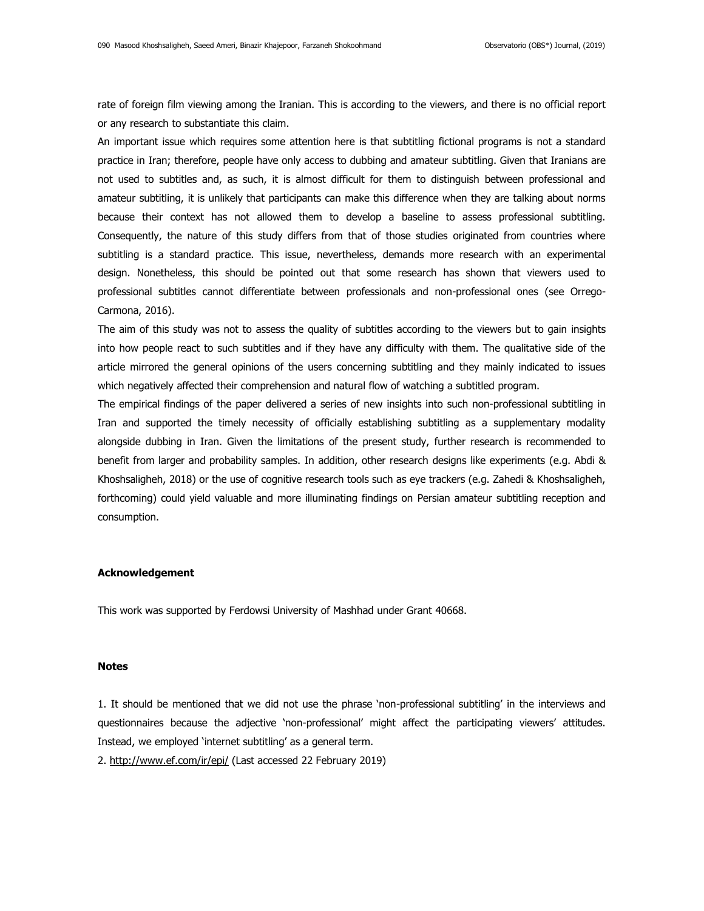rate of foreign film viewing among the Iranian. This is according to the viewers, and there is no official report or any research to substantiate this claim.

An important issue which requires some attention here is that subtitling fictional programs is not a standard practice in Iran; therefore, people have only access to dubbing and amateur subtitling. Given that Iranians are not used to subtitles and, as such, it is almost difficult for them to distinguish between professional and amateur subtitling, it is unlikely that participants can make this difference when they are talking about norms because their context has not allowed them to develop a baseline to assess professional subtitling. Consequently, the nature of this study differs from that of those studies originated from countries where subtitling is a standard practice. This issue, nevertheless, demands more research with an experimental design. Nonetheless, this should be pointed out that some research has shown that viewers used to professional subtitles cannot differentiate between professionals and non-professional ones (see Orrego-Carmona, 2016).

The aim of this study was not to assess the quality of subtitles according to the viewers but to gain insights into how people react to such subtitles and if they have any difficulty with them. The qualitative side of the article mirrored the general opinions of the users concerning subtitling and they mainly indicated to issues which negatively affected their comprehension and natural flow of watching a subtitled program.

The empirical findings of the paper delivered a series of new insights into such non-professional subtitling in Iran and supported the timely necessity of officially establishing subtitling as a supplementary modality alongside dubbing in Iran. Given the limitations of the present study, further research is recommended to benefit from larger and probability samples. In addition, other research designs like experiments (e.g. Abdi & Khoshsaligheh, 2018) or the use of cognitive research tools such as eye trackers (e.g. Zahedi & Khoshsaligheh, forthcoming) could yield valuable and more illuminating findings on Persian amateur subtitling reception and consumption.

**Acknowledgement**

This work was supported by Ferdowsi University of Mashhad under Grant 40668.

**Notes**

1. It should be mentioned that we did not use the phrase 'non-professional subtitling' in the interviews and questionnaires because the adjective 'non-professional' might affect the participating viewers' attitudes. Instead, we employed 'internet subtitling' as a general term.
2. http://www.ef.com/ir/epi/ (Last accessed 22 February 2019)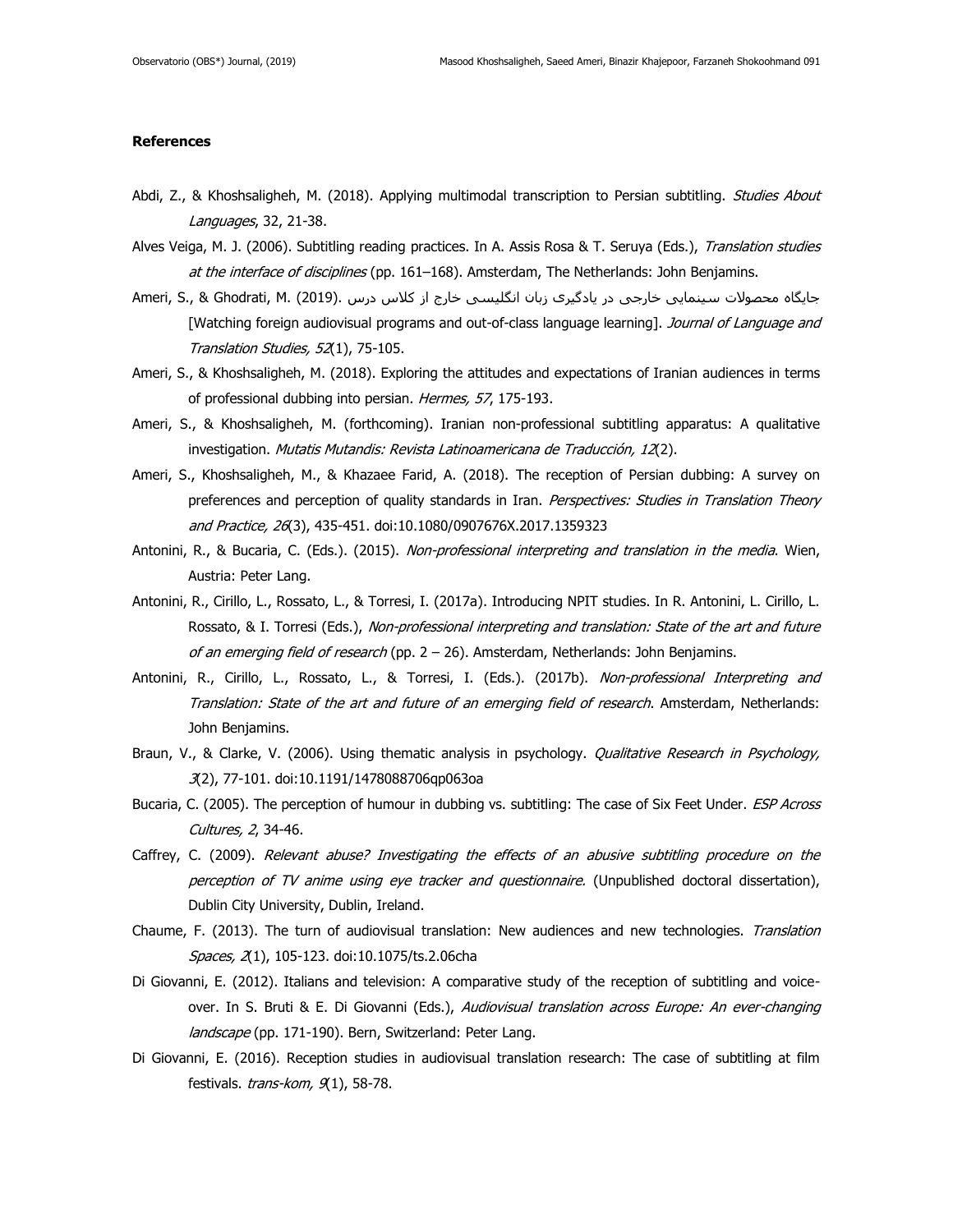**References**

Abdi, Z., & Khoshsaligheh, M. (2018). Applying multimodal transcription to Persian subtitling. *Studies About Languages*, 32, 21-38.

Alves Veiga, M. J. (2006). Subtitling reading practices. In A. Assis Rosa & T. Seruya (Eds.), *Translation studies at the interface of disciplines* (pp. 161–168). Amsterdam, The Netherlands: John Benjamins.

Ameri, S., & Ghodrati, M. (2019). جایگاه محصولات سینمایی خارجی در یادگیری زبان انگلیسی خارج از کلاس درس [Watching foreign audiovisual programs and out-of-class language learning]. *Journal of Language and Translation Studies, 52*(1), 75-105.

Ameri, S., & Khoshsaligheh, M. (2018). Exploring the attitudes and expectations of Iranian audiences in terms of professional dubbing into persian. *Hermes, 57*, 175-193.

Ameri, S., & Khoshsaligheh, M. (forthcoming). Iranian non-professional subtitling apparatus: A qualitative investigation. *Mutatis Mutandis: Revista Latinoamericana de Traducción, 12*(2).

Ameri, S., Khoshsaligheh, M., & Khazaee Farid, A. (2018). The reception of Persian dubbing: A survey on preferences and perception of quality standards in Iran. *Perspectives: Studies in Translation Theory and Practice, 26*(3), 435-451. doi:10.1080/0907676X.2017.1359323

Antonini, R., & Bucaria, C. (Eds.). (2015). *Non-professional interpreting and translation in the media*. Wien, Austria: Peter Lang.

Antonini, R., Cirillo, L., Rossato, L., & Torresi, I. (2017a). Introducing NPIT studies. In R. Antonini, L. Cirillo, L. Rossato, & I. Torresi (Eds.), *Non-professional interpreting and translation: State of the art and future of an emerging field of research* (pp. 2 – 26). Amsterdam, Netherlands: John Benjamins.

Antonini, R., Cirillo, L., Rossato, L., & Torresi, I. (Eds.). (2017b). *Non-professional Interpreting and Translation: State of the art and future of an emerging field of research*. Amsterdam, Netherlands: John Benjamins.

Braun, V., & Clarke, V. (2006). Using thematic analysis in psychology. *Qualitative Research in Psychology, 3*(2), 77-101. doi:10.1191/1478088706qp063oa

Bucaria, C. (2005). The perception of humour in dubbing vs. subtitling: The case of Six Feet Under. *ESP Across Cultures, 2*, 34-46.

Caffrey, C. (2009). *Relevant abuse? Investigating the effects of an abusive subtitling procedure on the perception of TV anime using eye tracker and questionnaire.* (Unpublished doctoral dissertation), Dublin City University, Dublin, Ireland.

Chaume, F. (2013). The turn of audiovisual translation: New audiences and new technologies. *Translation Spaces, 2*(1), 105-123. doi:10.1075/ts.2.06cha

Di Giovanni, E. (2012). Italians and television: A comparative study of the reception of subtitling and voice-over. In S. Bruti & E. Di Giovanni (Eds.), *Audiovisual translation across Europe: An ever-changing landscape* (pp. 171-190). Bern, Switzerland: Peter Lang.

Di Giovanni, E. (2016). Reception studies in audiovisual translation research: The case of subtitling at film festivals. *trans-kom, 9*(1), 58-78.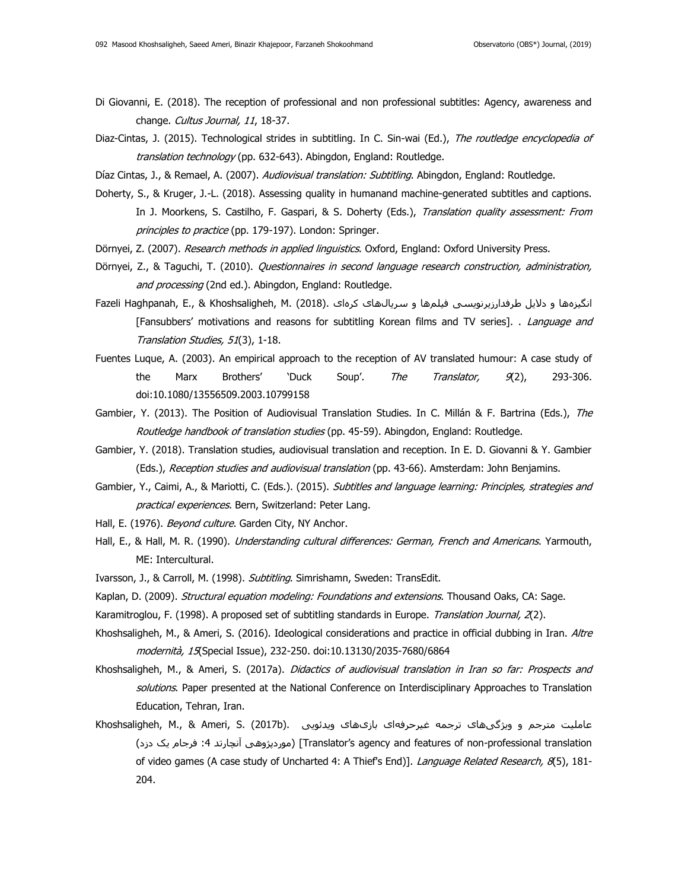Di Giovanni, E. (2018). The reception of professional and non professional subtitles: Agency, awareness and change. *Cultus Journal, 11*, 18-37.

Diaz-Cintas, J. (2015). Technological strides in subtitling. In C. Sin-wai (Ed.), *The routledge encyclopedia of translation technology* (pp. 632-643). Abingdon, England: Routledge.

Díaz Cintas, J., & Remael, A. (2007). *Audiovisual translation: Subtitling*. Abingdon, England: Routledge.

Doherty, S., & Kruger, J.-L. (2018). Assessing quality in humanand machine-generated subtitles and captions. In J. Moorkens, S. Castilho, F. Gaspari, & S. Doherty (Eds.), *Translation quality assessment: From principles to practice* (pp. 179-197). London: Springer.

Dörnyei, Z. (2007). *Research methods in applied linguistics*. Oxford, England: Oxford University Press.

Dörnyei, Z., & Taguchi, T. (2010). *Questionnaires in second language research construction, administration, and processing* (2nd ed.). Abingdon, England: Routledge.

Fazeli Haghpanah, E., & Khoshsaligheh, M. (2018). انگیزه‌ها و دلایل طرفدارزیرنویسی فیلم‌ها و سریال‌های کره‌ای [Fansubbers' motivations and reasons for subtitling Korean films and TV series]. . *Language and Translation Studies, 51*(3), 1-18.

Fuentes Luque, A. (2003). An empirical approach to the reception of AV translated humour: A case study of the Marx Brothers' 'Duck Soup'. *The Translator, 9*(2), 293-306. doi:10.1080/13556509.2003.10799158

Gambier, Y. (2013). The Position of Audiovisual Translation Studies. In C. Millán & F. Bartrina (Eds.), *The Routledge handbook of translation studies* (pp. 45-59). Abingdon, England: Routledge.

Gambier, Y. (2018). Translation studies, audiovisual translation and reception. In E. D. Giovanni & Y. Gambier (Eds.), *Reception studies and audiovisual translation* (pp. 43-66). Amsterdam: John Benjamins.

Gambier, Y., Caimi, A., & Mariotti, C. (Eds.). (2015). *Subtitles and language learning: Principles, strategies and practical experiences*. Bern, Switzerland: Peter Lang.

Hall, E. (1976). *Beyond culture*. Garden City, NY Anchor.

Hall, E., & Hall, M. R. (1990). *Understanding cultural differences: German, French and Americans*. Yarmouth, ME: Intercultural.

Ivarsson, J., & Carroll, M. (1998). *Subtitling*. Simrishamn, Sweden: TransEdit.

Kaplan, D. (2009). *Structural equation modeling: Foundations and extensions*. Thousand Oaks, CA: Sage.

Karamitroglou, F. (1998). A proposed set of subtitling standards in Europe. *Translation Journal, 2*(2).

Khoshsaligheh, M., & Ameri, S. (2016). Ideological considerations and practice in official dubbing in Iran. *Altre modernità, 15*(Special Issue), 232-250. doi:10.13130/2035-7680/6864

Khoshsaligheh, M., & Ameri, S. (2017a). *Didactics of audiovisual translation in Iran so far: Prospects and solutions*. Paper presented at the National Conference on Interdisciplinary Approaches to Translation Education, Tehran, Iran.

Khoshsaligheh, M., & Ameri, S. (2017b). عاملیت مترجم و ویژگی‌های ترجمه غیرحرفه‌ای بازی‌های ویدئویی (موردپژوهی آنچارتد 4: فرجام یک دزد) [Translator's agency and features of non-professional translation of video games (A case study of Uncharted 4: A Thief's End)]. *Language Related Research, 8*(5), 181-204.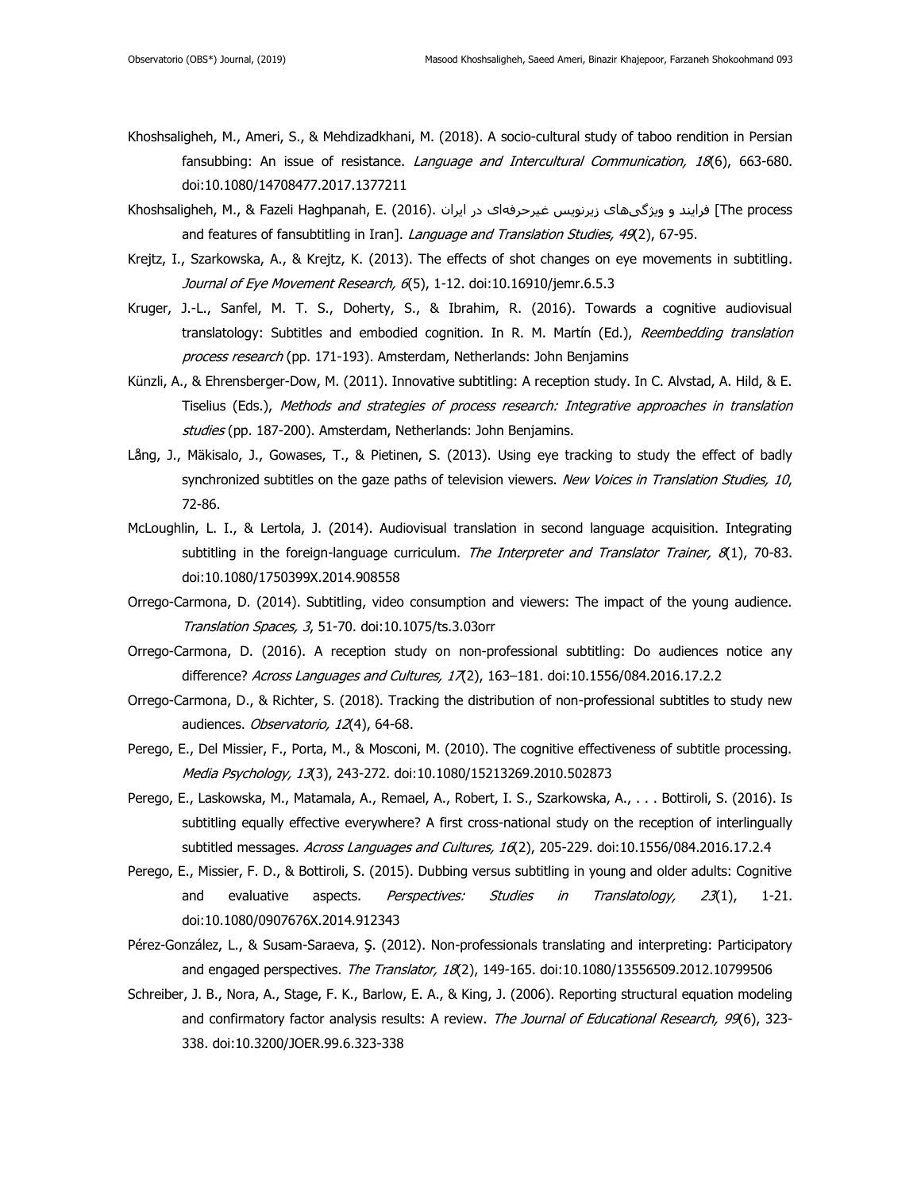Khoshsaligheh, M., Ameri, S., & Mehdizadkhani, M. (2018). A socio-cultural study of taboo rendition in Persian fansubbing: An issue of resistance. *Language and Intercultural Communication, 18*(6), 663-680. doi:10.1080/14708477.2017.1377211

Khoshsaligheh, M., & Fazeli Haghpanah, E. (2016). فرایند و ویژگی‌های زیرنویس غیرحرفه‌ای در ایران [The process and features of fansubtitling in Iran]. *Language and Translation Studies, 49*(2), 67-95.

Krejtz, I., Szarkowska, A., & Krejtz, K. (2013). The effects of shot changes on eye movements in subtitling. *Journal of Eye Movement Research, 6*(5), 1-12. doi:10.16910/jemr.6.5.3

Kruger, J.-L., Sanfel, M. T. S., Doherty, S., & Ibrahim, R. (2016). Towards a cognitive audiovisual translatology: Subtitles and embodied cognition. In R. M. Martín (Ed.), *Reembedding translation process research* (pp. 171-193). Amsterdam, Netherlands: John Benjamins

Künzli, A., & Ehrensberger-Dow, M. (2011). Innovative subtitling: A reception study. In C. Alvstad, A. Hild, & E. Tiselius (Eds.), *Methods and strategies of process research: Integrative approaches in translation studies* (pp. 187-200). Amsterdam, Netherlands: John Benjamins.

Lång, J., Mäkisalo, J., Gowases, T., & Pietinen, S. (2013). Using eye tracking to study the effect of badly synchronized subtitles on the gaze paths of television viewers. *New Voices in Translation Studies, 10*, 72-86.

McLoughlin, L. I., & Lertola, J. (2014). Audiovisual translation in second language acquisition. Integrating subtitling in the foreign-language curriculum. *The Interpreter and Translator Trainer, 8*(1), 70-83. doi:10.1080/1750399X.2014.908558

Orrego-Carmona, D. (2014). Subtitling, video consumption and viewers: The impact of the young audience. *Translation Spaces, 3*, 51-70. doi:10.1075/ts.3.03orr

Orrego-Carmona, D. (2016). A reception study on non-professional subtitling: Do audiences notice any difference? *Across Languages and Cultures, 17*(2), 163–181. doi:10.1556/084.2016.17.2.2

Orrego-Carmona, D., & Richter, S. (2018). Tracking the distribution of non-professional subtitles to study new audiences. *Observatorio, 12*(4), 64-68.

Perego, E., Del Missier, F., Porta, M., & Mosconi, M. (2010). The cognitive effectiveness of subtitle processing. *Media Psychology, 13*(3), 243-272. doi:10.1080/15213269.2010.502873

Perego, E., Laskowska, M., Matamala, A., Remael, A., Robert, I. S., Szarkowska, A., . . . Bottiroli, S. (2016). Is subtitling equally effective everywhere? A first cross-national study on the reception of interlingually subtitled messages. *Across Languages and Cultures, 16*(2), 205-229. doi:10.1556/084.2016.17.2.4

Perego, E., Missier, F. D., & Bottiroli, S. (2015). Dubbing versus subtitling in young and older adults: Cognitive and evaluative aspects. *Perspectives: Studies in Translatology, 23*(1), 1-21. doi:10.1080/0907676X.2014.912343

Pérez-González, L., & Susam-Saraeva, Ş. (2012). Non-professionals translating and interpreting: Participatory and engaged perspectives. *The Translator, 18*(2), 149-165. doi:10.1080/13556509.2012.10799506

Schreiber, J. B., Nora, A., Stage, F. K., Barlow, E. A., & King, J. (2006). Reporting structural equation modeling and confirmatory factor analysis results: A review. *The Journal of Educational Research, 99*(6), 323-338. doi:10.3200/JOER.99.6.323-338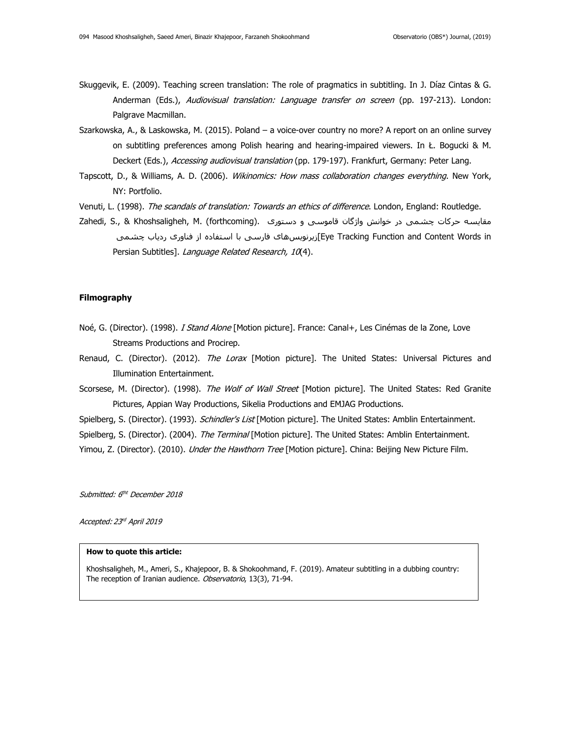Skuggevik, E. (2009). Teaching screen translation: The role of pragmatics in subtitling. In J. Díaz Cintas & G. Anderman (Eds.), *Audiovisual translation: Language transfer on screen* (pp. 197-213). London: Palgrave Macmillan.

Szarkowska, A., & Laskowska, M. (2015). Poland – a voice-over country no more? A report on an online survey on subtitling preferences among Polish hearing and hearing-impaired viewers. In Ł. Bogucki & M. Deckert (Eds.), *Accessing audiovisual translation* (pp. 179-197). Frankfurt, Germany: Peter Lang.

Tapscott, D., & Williams, A. D. (2006). *Wikinomics: How mass collaboration changes everything*. New York, NY: Portfolio.

Venuti, L. (1998). *The scandals of translation: Towards an ethics of difference*. London, England: Routledge.

Zahedi, S., & Khoshsaligheh, M. (forthcoming). مقایسه حرکات چشمی در خوانش واژگان قاموسی و دستوری زیرنویس‌های فارسی با استفاده از فناوری ردیاب چشمی [Eye Tracking Function and Content Words in Persian Subtitles]. *Language Related Research, 10*(4).

## Filmography

Noé, G. (Director). (1998). *I Stand Alone* [Motion picture]. France: Canal+, Les Cinémas de la Zone, Love Streams Productions and Procirep.

Renaud, C. (Director). (2012). *The Lorax* [Motion picture]. The United States: Universal Pictures and Illumination Entertainment.

Scorsese, M. (Director). (1998). *The Wolf of Wall Street* [Motion picture]. The United States: Red Granite Pictures, Appian Way Productions, Sikelia Productions and EMJAG Productions.

Spielberg, S. (Director). (1993). *Schindler's List* [Motion picture]. The United States: Amblin Entertainment.

Spielberg, S. (Director). (2004). *The Terminal* [Motion picture]. The United States: Amblin Entertainment.

Yimou, Z. (Director). (2010). *Under the Hawthorn Tree* [Motion picture]. China: Beijing New Picture Film.

*Submitted: 6[tht] December 2018*

*Accepted: 23[rd] April 2019*

**How to quote this article:**

Khoshsaligheh, M., Ameri, S., Khajepoor, B. & Shokoohmand, F. (2019). Amateur subtitling in a dubbing country: The reception of Iranian audience. *Observatorio*, 13(3), 71-94.